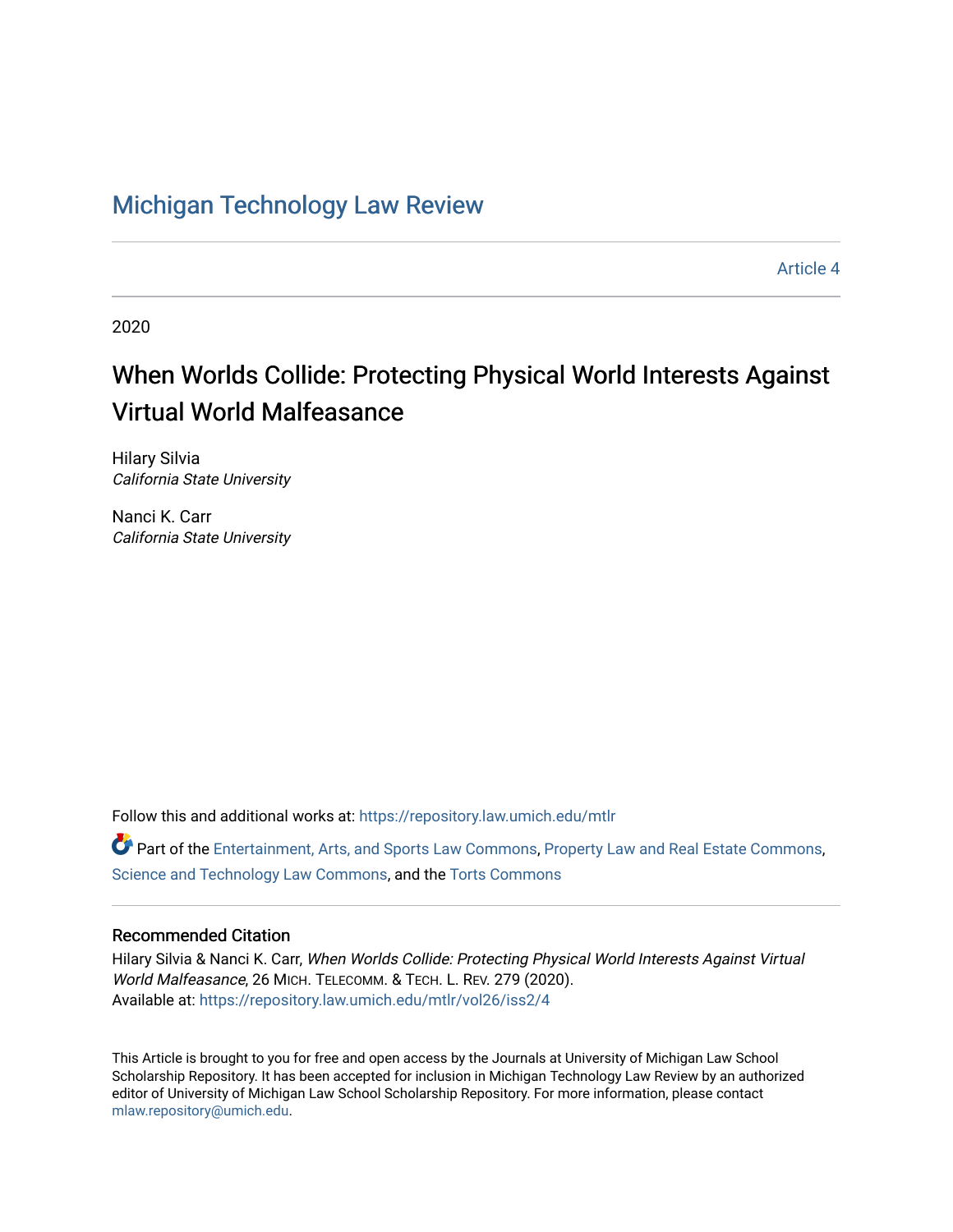# Michigan Technology Law Review

Article 4

2020

## When Worlds Collide: Protecting Physical World Interests Against Virtual World Malfeasance

Hilary Silvia
*California State University*

Nanci K. Carr
*California State University*

Follow this and additional works at: https://repository.law.umich.edu/mtlr

Part of the Entertainment, Arts, and Sports Law Commons, Property Law and Real Estate Commons, Science and Technology Law Commons, and the Torts Commons

### Recommended Citation

Hilary Silvia & Nanci K. Carr, *When Worlds Collide: Protecting Physical World Interests Against Virtual World Malfeasance*, 26 MICH. TELECOMM. & TECH. L. REV. 279 (2020).
Available at: https://repository.law.umich.edu/mtlr/vol26/iss2/4

This Article is brought to you for free and open access by the Journals at University of Michigan Law School Scholarship Repository. It has been accepted for inclusion in Michigan Technology Law Review by an authorized editor of University of Michigan Law School Scholarship Repository. For more information, please contact mlaw.repository@umich.edu.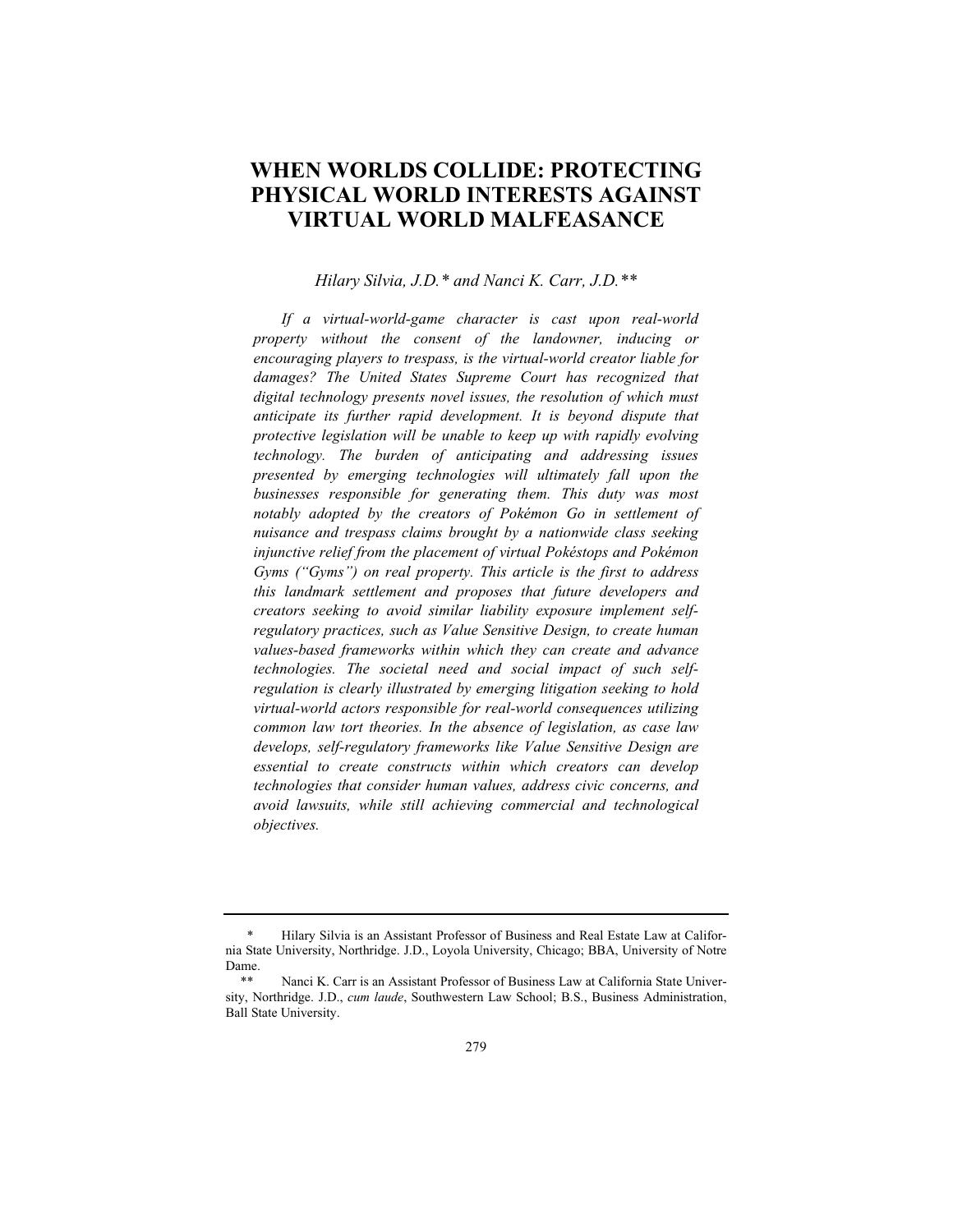# WHEN WORLDS COLLIDE: PROTECTING PHYSICAL WORLD INTERESTS AGAINST VIRTUAL WORLD MALFEASANCE

*Hilary Silvia, J.D.\* and Nanci K. Carr, J.D.\*\**

*If a virtual-world-game character is cast upon real-world property without the consent of the landowner, inducing or encouraging players to trespass, is the virtual-world creator liable for damages? The United States Supreme Court has recognized that digital technology presents novel issues, the resolution of which must anticipate its further rapid development. It is beyond dispute that protective legislation will be unable to keep up with rapidly evolving technology. The burden of anticipating and addressing issues presented by emerging technologies will ultimately fall upon the businesses responsible for generating them. This duty was most notably adopted by the creators of Pokémon Go in settlement of nuisance and trespass claims brought by a nationwide class seeking injunctive relief from the placement of virtual Pokéstops and Pokémon Gyms ("Gyms") on real property. This article is the first to address this landmark settlement and proposes that future developers and creators seeking to avoid similar liability exposure implement self-regulatory practices, such as Value Sensitive Design, to create human values-based frameworks within which they can create and advance technologies. The societal need and social impact of such self-regulation is clearly illustrated by emerging litigation seeking to hold virtual-world actors responsible for real-world consequences utilizing common law tort theories. In the absence of legislation, as case law develops, self-regulatory frameworks like Value Sensitive Design are essential to create constructs within which creators can develop technologies that consider human values, address civic concerns, and avoid lawsuits, while still achieving commercial and technological objectives.*

---

\* Hilary Silvia is an Assistant Professor of Business and Real Estate Law at California State University, Northridge. J.D., Loyola University, Chicago; BBA, University of Notre Dame.

\*\* Nanci K. Carr is an Assistant Professor of Business Law at California State University, Northridge. J.D., *cum laude*, Southwestern Law School; B.S., Business Administration, Ball State University.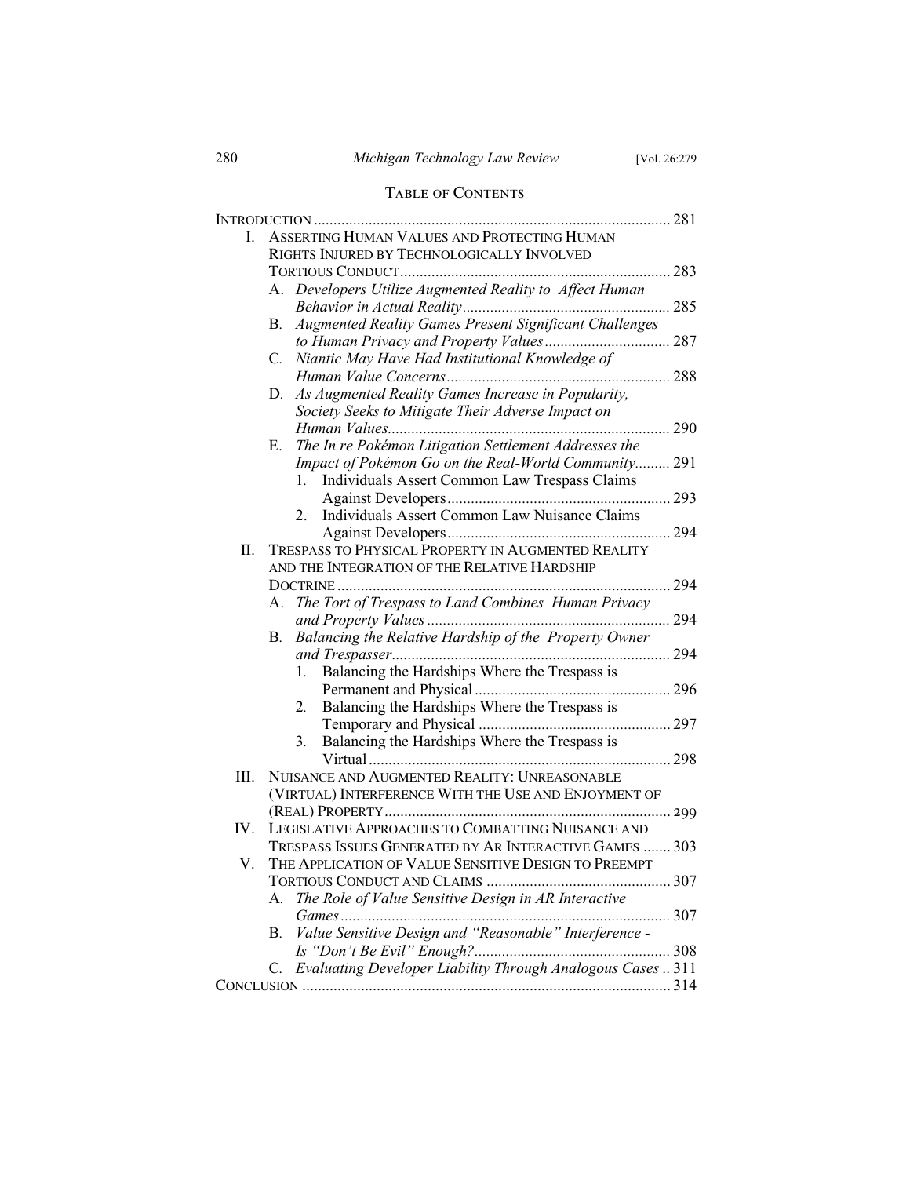## Table of Contents

Introduction .......... 281

I. Asserting Human Values and Protecting Human Rights Injured by Technologically Involved Tortious Conduct .......... 283
   - A. *Developers Utilize Augmented Reality to Affect Human Behavior in Actual Reality* .......... 285
   - B. *Augmented Reality Games Present Significant Challenges to Human Privacy and Property Values* .......... 287
   - C. *Niantic May Have Had Institutional Knowledge of Human Value Concerns* .......... 288
   - D. *As Augmented Reality Games Increase in Popularity, Society Seeks to Mitigate Their Adverse Impact on Human Values* .......... 290
   - E. *The In re Pokémon Litigation Settlement Addresses the Impact of Pokémon Go on the Real-World Community* .......... 291
     1. Individuals Assert Common Law Trespass Claims Against Developers .......... 293
     2. Individuals Assert Common Law Nuisance Claims Against Developers .......... 294

II. Trespass to Physical Property in Augmented Reality and the Integration of the Relative Hardship Doctrine .......... 294
   - A. *The Tort of Trespass to Land Combines Human Privacy and Property Values* .......... 294
   - B. *Balancing the Relative Hardship of the Property Owner and Trespasser* .......... 294
     1. Balancing the Hardships Where the Trespass is Permanent and Physical .......... 296
     2. Balancing the Hardships Where the Trespass is Temporary and Physical .......... 297
     3. Balancing the Hardships Where the Trespass is Virtual .......... 298

III. Nuisance and Augmented Reality: Unreasonable (Virtual) Interference With the Use and Enjoyment of (Real) Property .......... 299

IV. Legislative Approaches to Combatting Nuisance and Trespass Issues Generated by AR Interactive Games .......... 303

V. The Application of Value Sensitive Design to Preempt Tortious Conduct and Claims .......... 307
   - A. *The Role of Value Sensitive Design in AR Interactive Games* .......... 307
   - B. *Value Sensitive Design and "Reasonable" Interference - Is "Don't Be Evil" Enough?* .......... 308
   - C. *Evaluating Developer Liability Through Analogous Cases* .......... 311

Conclusion .......... 314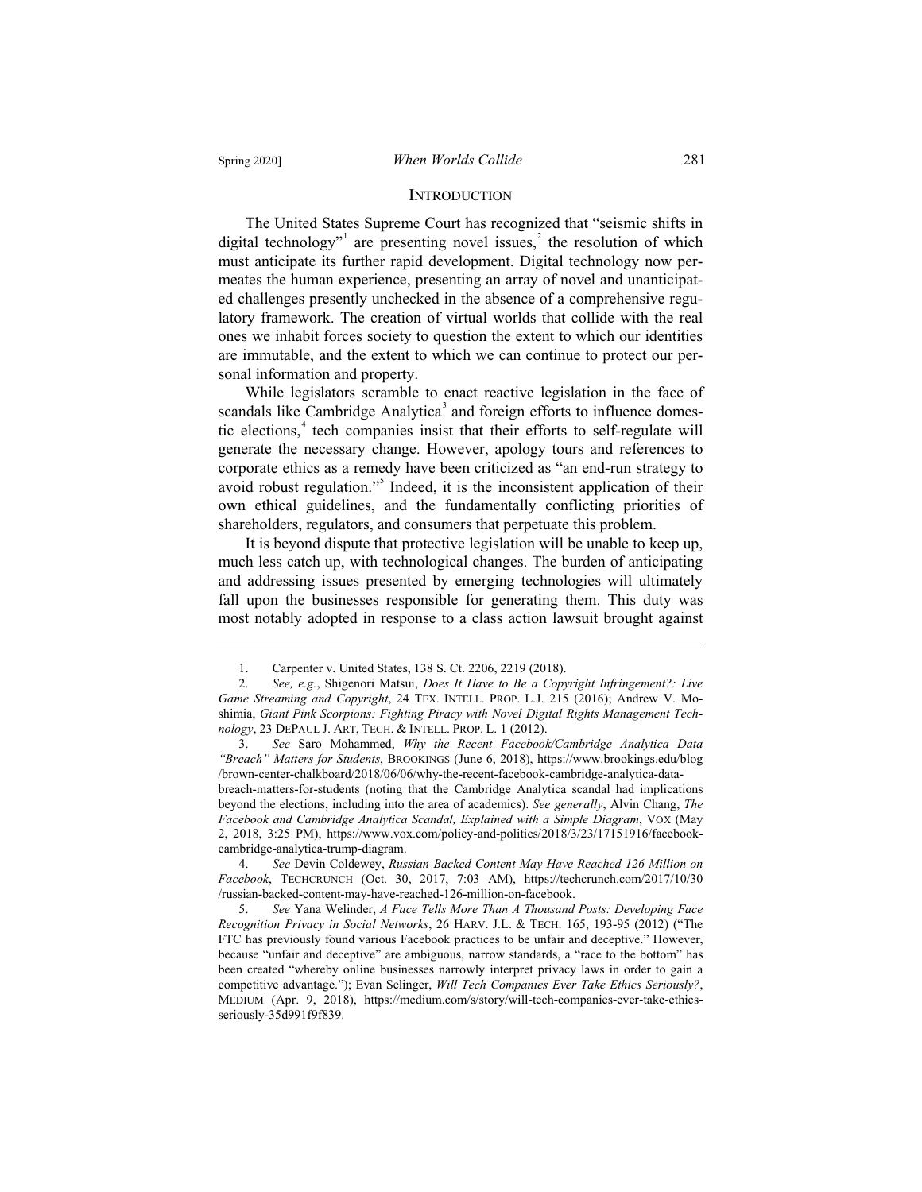## INTRODUCTION

The United States Supreme Court has recognized that "seismic shifts in digital technology"[1] are presenting novel issues,[2] the resolution of which must anticipate its further rapid development. Digital technology now permeates the human experience, presenting an array of novel and unanticipated challenges presently unchecked in the absence of a comprehensive regulatory framework. The creation of virtual worlds that collide with the real ones we inhabit forces society to question the extent to which our identities are immutable, and the extent to which we can continue to protect our personal information and property.

While legislators scramble to enact reactive legislation in the face of scandals like Cambridge Analytica[3] and foreign efforts to influence domestic elections,[4] tech companies insist that their efforts to self-regulate will generate the necessary change. However, apology tours and references to corporate ethics as a remedy have been criticized as "an end-run strategy to avoid robust regulation."[5] Indeed, it is the inconsistent application of their own ethical guidelines, and the fundamentally conflicting priorities of shareholders, regulators, and consumers that perpetuate this problem.

It is beyond dispute that protective legislation will be unable to keep up, much less catch up, with technological changes. The burden of anticipating and addressing issues presented by emerging technologies will ultimately fall upon the businesses responsible for generating them. This duty was most notably adopted in response to a class action lawsuit brought against

---

1. Carpenter v. United States, 138 S. Ct. 2206, 2219 (2018).

2. *See, e.g.*, Shigenori Matsui, *Does It Have to Be a Copyright Infringement?: Live Game Streaming and Copyright*, 24 TEX. INTELL. PROP. L.J. 215 (2016); Andrew V. Moshimia, *Giant Pink Scorpions: Fighting Piracy with Novel Digital Rights Management Technology*, 23 DEPAUL J. ART, TECH. & INTELL. PROP. L. 1 (2012).

3. *See* Saro Mohammed, *Why the Recent Facebook/Cambridge Analytica Data "Breach" Matters for Students*, BROOKINGS (June 6, 2018), https://www.brookings.edu/blog/brown-center-chalkboard/2018/06/06/why-the-recent-facebook-cambridge-analytica-data-breach-matters-for-students (noting that the Cambridge Analytica scandal had implications beyond the elections, including into the area of academics). *See generally*, Alvin Chang, *The Facebook and Cambridge Analytica Scandal, Explained with a Simple Diagram*, VOX (May 2, 2018, 3:25 PM), https://www.vox.com/policy-and-politics/2018/3/23/17151916/facebook-cambridge-analytica-trump-diagram.

4. *See* Devin Coldewey, *Russian-Backed Content May Have Reached 126 Million on Facebook*, TECHCRUNCH (Oct. 30, 2017, 7:03 AM), https://techcrunch.com/2017/10/30/russian-backed-content-may-have-reached-126-million-on-facebook.

5. *See* Yana Welinder, *A Face Tells More Than A Thousand Posts: Developing Face Recognition Privacy in Social Networks*, 26 HARV. J.L. & TECH. 165, 193-95 (2012) ("The FTC has previously found various Facebook practices to be unfair and deceptive." However, because "unfair and deceptive" are ambiguous, narrow standards, a "race to the bottom" has been created "whereby online businesses narrowly interpret privacy laws in order to gain a competitive advantage."); Evan Selinger, *Will Tech Companies Ever Take Ethics Seriously?*, MEDIUM (Apr. 9, 2018), https://medium.com/s/story/will-tech-companies-ever-take-ethics-seriously-35d991f9f839.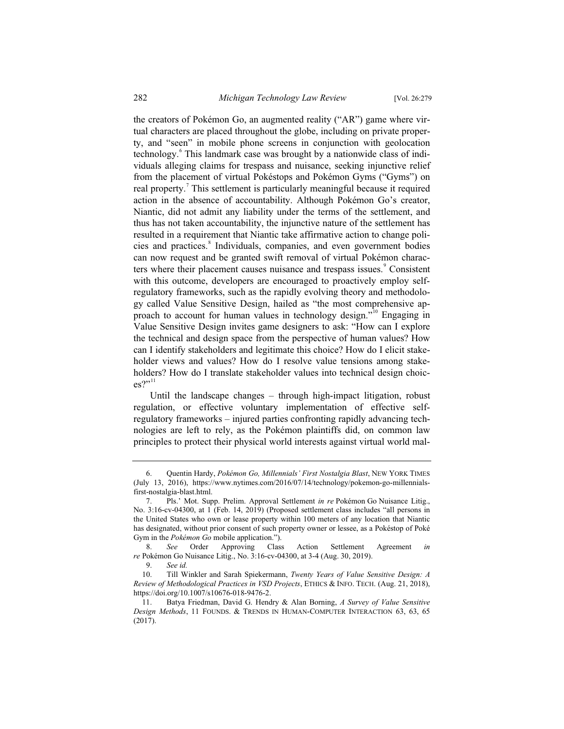the creators of Pokémon Go, an augmented reality ("AR") game where virtual characters are placed throughout the globe, including on private property, and "seen" in mobile phone screens in conjunction with geolocation technology.[6] This landmark case was brought by a nationwide class of individuals alleging claims for trespass and nuisance, seeking injunctive relief from the placement of virtual Pokéstops and Pokémon Gyms ("Gyms") on real property.[7] This settlement is particularly meaningful because it required action in the absence of accountability. Although Pokémon Go's creator, Niantic, did not admit any liability under the terms of the settlement, and thus has not taken accountability, the injunctive nature of the settlement has resulted in a requirement that Niantic take affirmative action to change policies and practices.[8] Individuals, companies, and even government bodies can now request and be granted swift removal of virtual Pokémon characters where their placement causes nuisance and trespass issues.[9] Consistent with this outcome, developers are encouraged to proactively employ self-regulatory frameworks, such as the rapidly evolving theory and methodology called Value Sensitive Design, hailed as "the most comprehensive approach to account for human values in technology design."[10] Engaging in Value Sensitive Design invites game designers to ask: "How can I explore the technical and design space from the perspective of human values? How can I identify stakeholders and legitimate this choice? How do I elicit stakeholder views and values? How do I resolve value tensions among stakeholders? How do I translate stakeholder values into technical design choices?"[11]

Until the landscape changes – through high-impact litigation, robust regulation, or effective voluntary implementation of effective self-regulatory frameworks – injured parties confronting rapidly advancing technologies are left to rely, as the Pokémon plaintiffs did, on common law principles to protect their physical world interests against virtual world mal-

6. Quentin Hardy, *Pokémon Go, Millennials' First Nostalgia Blast*, NEW YORK TIMES (July 13, 2016), https://www.nytimes.com/2016/07/14/technology/pokemon-go-millennials-first-nostalgia-blast.html.

7. Pls.' Mot. Supp. Prelim. Approval Settlement *in re* Pokémon Go Nuisance Litig., No. 3:16-cv-04300, at 1 (Feb. 14, 2019) (Proposed settlement class includes "all persons in the United States who own or lease property within 100 meters of any location that Niantic has designated, without prior consent of such property owner or lessee, as a Pokéstop of Poké Gym in the *Pokémon Go* mobile application.").

8. *See* Order Approving Class Action Settlement Agreement *in re* Pokémon Go Nuisance Litig., No. 3:16-cv-04300, at 3-4 (Aug. 30, 2019).

9. *See id.*

10. Till Winkler and Sarah Spiekermann, *Twenty Years of Value Sensitive Design: A Review of Methodological Practices in VSD Projects*, ETHICS & INFO. TECH. (Aug. 21, 2018), https://doi.org/10.1007/s10676-018-9476-2.

11. Batya Friedman, David G. Hendry & Alan Borning, *A Survey of Value Sensitive Design Methods*, 11 FOUNDS. & TRENDS IN HUMAN-COMPUTER INTERACTION 63, 63, 65 (2017).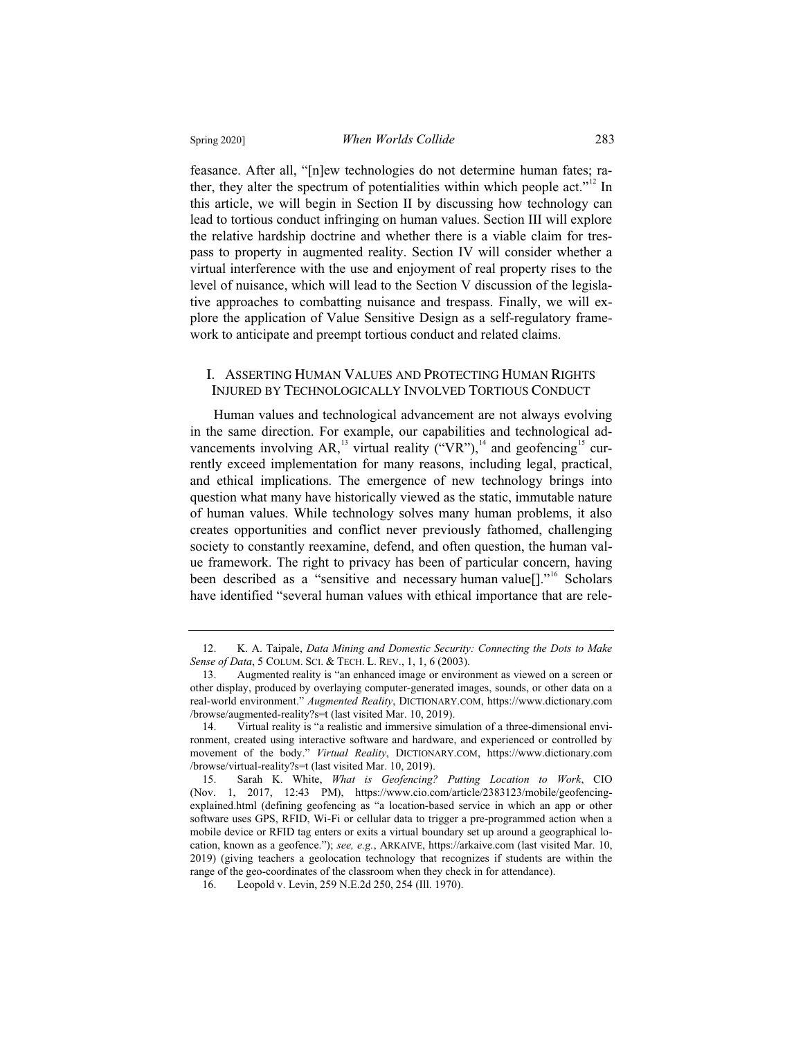feasance. After all, "[n]ew technologies do not determine human fates; rather, they alter the spectrum of potentialities within which people act."[12] In this article, we will begin in Section II by discussing how technology can lead to tortious conduct infringing on human values. Section III will explore the relative hardship doctrine and whether there is a viable claim for trespass to property in augmented reality. Section IV will consider whether a virtual interference with the use and enjoyment of real property rises to the level of nuisance, which will lead to the Section V discussion of the legislative approaches to combatting nuisance and trespass. Finally, we will explore the application of Value Sensitive Design as a self-regulatory framework to anticipate and preempt tortious conduct and related claims.

## I. ASSERTING HUMAN VALUES AND PROTECTING HUMAN RIGHTS INJURED BY TECHNOLOGICALLY INVOLVED TORTIOUS CONDUCT

Human values and technological advancement are not always evolving in the same direction. For example, our capabilities and technological advancements involving AR,[13] virtual reality ("VR"),[14] and geofencing[15] currently exceed implementation for many reasons, including legal, practical, and ethical implications. The emergence of new technology brings into question what many have historically viewed as the static, immutable nature of human values. While technology solves many human problems, it also creates opportunities and conflict never previously fathomed, challenging society to constantly reexamine, defend, and often question, the human value framework. The right to privacy has been of particular concern, having been described as a "sensitive and necessary human value[]."[16] Scholars have identified "several human values with ethical importance that are rele-

---

12. K. A. Taipale, *Data Mining and Domestic Security: Connecting the Dots to Make Sense of Data*, 5 COLUM. SCI. & TECH. L. REV., 1, 1, 6 (2003).

13. Augmented reality is "an enhanced image or environment as viewed on a screen or other display, produced by overlaying computer-generated images, sounds, or other data on a real-world environment." *Augmented Reality*, DICTIONARY.COM, https://www.dictionary.com/browse/augmented-reality?s=t (last visited Mar. 10, 2019).

14. Virtual reality is "a realistic and immersive simulation of a three-dimensional environment, created using interactive software and hardware, and experienced or controlled by movement of the body." *Virtual Reality*, DICTIONARY.COM, https://www.dictionary.com/browse/virtual-reality?s=t (last visited Mar. 10, 2019).

15. Sarah K. White, *What is Geofencing? Putting Location to Work*, CIO (Nov. 1, 2017, 12:43 PM), https://www.cio.com/article/2383123/mobile/geofencing-explained.html (defining geofencing as "a location-based service in which an app or other software uses GPS, RFID, Wi-Fi or cellular data to trigger a pre-programmed action when a mobile device or RFID tag enters or exits a virtual boundary set up around a geographical location, known as a geofence."); *see, e.g.*, ARKAIVE, https://arkaive.com (last visited Mar. 10, 2019) (giving teachers a geolocation technology that recognizes if students are within the range of the geo-coordinates of the classroom when they check in for attendance).

16. Leopold v. Levin, 259 N.E.2d 250, 254 (Ill. 1970).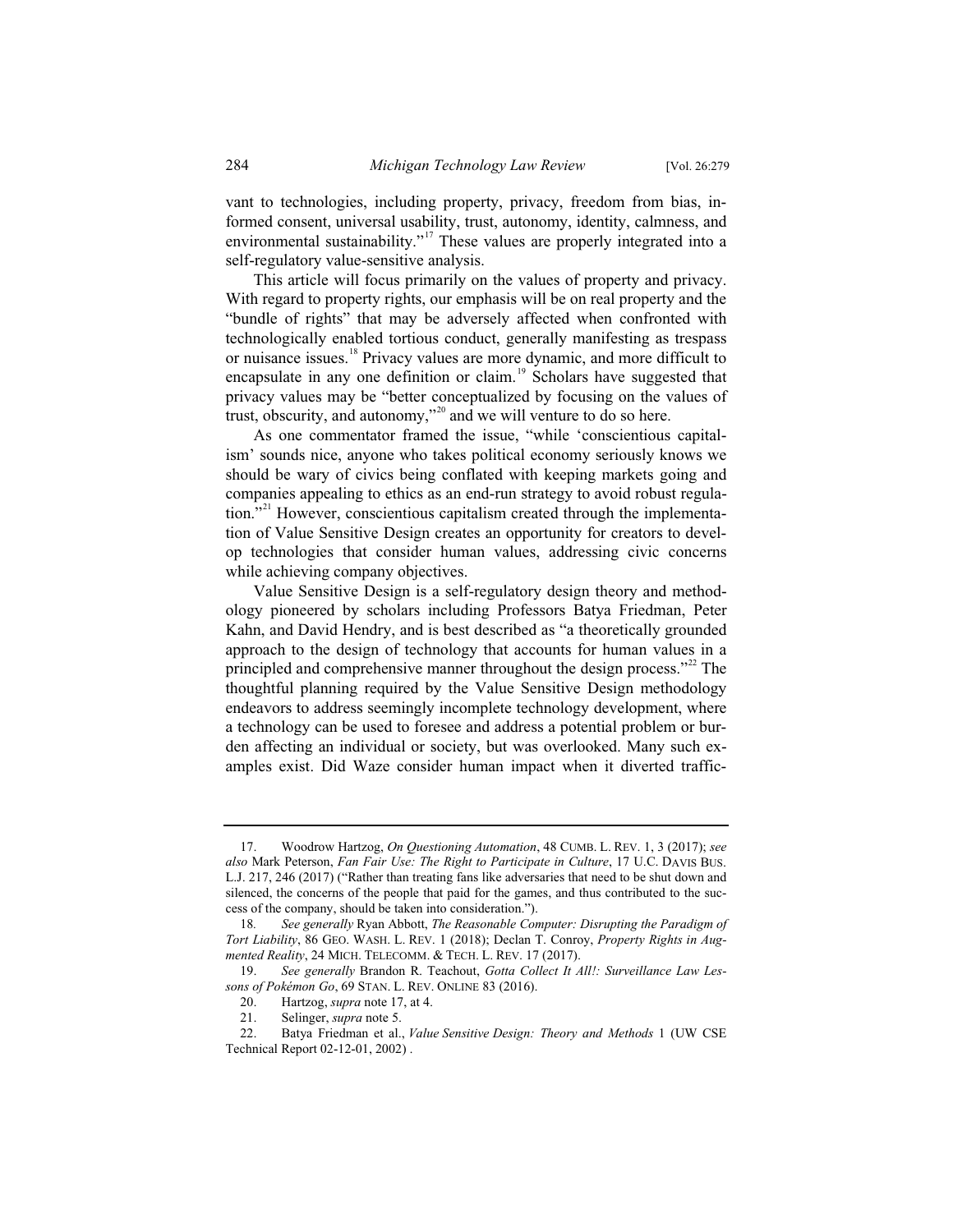vant to technologies, including property, privacy, freedom from bias, informed consent, universal usability, trust, autonomy, identity, calmness, and environmental sustainability."[17] These values are properly integrated into a self-regulatory value-sensitive analysis.

This article will focus primarily on the values of property and privacy. With regard to property rights, our emphasis will be on real property and the "bundle of rights" that may be adversely affected when confronted with technologically enabled tortious conduct, generally manifesting as trespass or nuisance issues.[18] Privacy values are more dynamic, and more difficult to encapsulate in any one definition or claim.[19] Scholars have suggested that privacy values may be "better conceptualized by focusing on the values of trust, obscurity, and autonomy,"[20] and we will venture to do so here.

As one commentator framed the issue, "while 'conscientious capitalism' sounds nice, anyone who takes political economy seriously knows we should be wary of civics being conflated with keeping markets going and companies appealing to ethics as an end-run strategy to avoid robust regulation."[21] However, conscientious capitalism created through the implementation of Value Sensitive Design creates an opportunity for creators to develop technologies that consider human values, addressing civic concerns while achieving company objectives.

Value Sensitive Design is a self-regulatory design theory and methodology pioneered by scholars including Professors Batya Friedman, Peter Kahn, and David Hendry, and is best described as "a theoretically grounded approach to the design of technology that accounts for human values in a principled and comprehensive manner throughout the design process."[22] The thoughtful planning required by the Value Sensitive Design methodology endeavors to address seemingly incomplete technology development, where a technology can be used to foresee and address a potential problem or burden affecting an individual or society, but was overlooked. Many such examples exist. Did Waze consider human impact when it diverted traffic-

---

17. Woodrow Hartzog, *On Questioning Automation*, 48 CUMB. L. REV. 1, 3 (2017); *see also* Mark Peterson, *Fan Fair Use: The Right to Participate in Culture*, 17 U.C. DAVIS BUS. L.J. 217, 246 (2017) ("Rather than treating fans like adversaries that need to be shut down and silenced, the concerns of the people that paid for the games, and thus contributed to the success of the company, should be taken into consideration.").

18. *See generally* Ryan Abbott, *The Reasonable Computer: Disrupting the Paradigm of Tort Liability*, 86 GEO. WASH. L. REV. 1 (2018); Declan T. Conroy, *Property Rights in Augmented Reality*, 24 MICH. TELECOMM. & TECH. L. REV. 17 (2017).

19. *See generally* Brandon R. Teachout, *Gotta Collect It All!: Surveillance Law Lessons of Pokémon Go*, 69 STAN. L. REV. ONLINE 83 (2016).

20. Hartzog, *supra* note 17, at 4.

21. Selinger, *supra* note 5.

22. Batya Friedman et al., *Value Sensitive Design: Theory and Methods* 1 (UW CSE Technical Report 02-12-01, 2002) .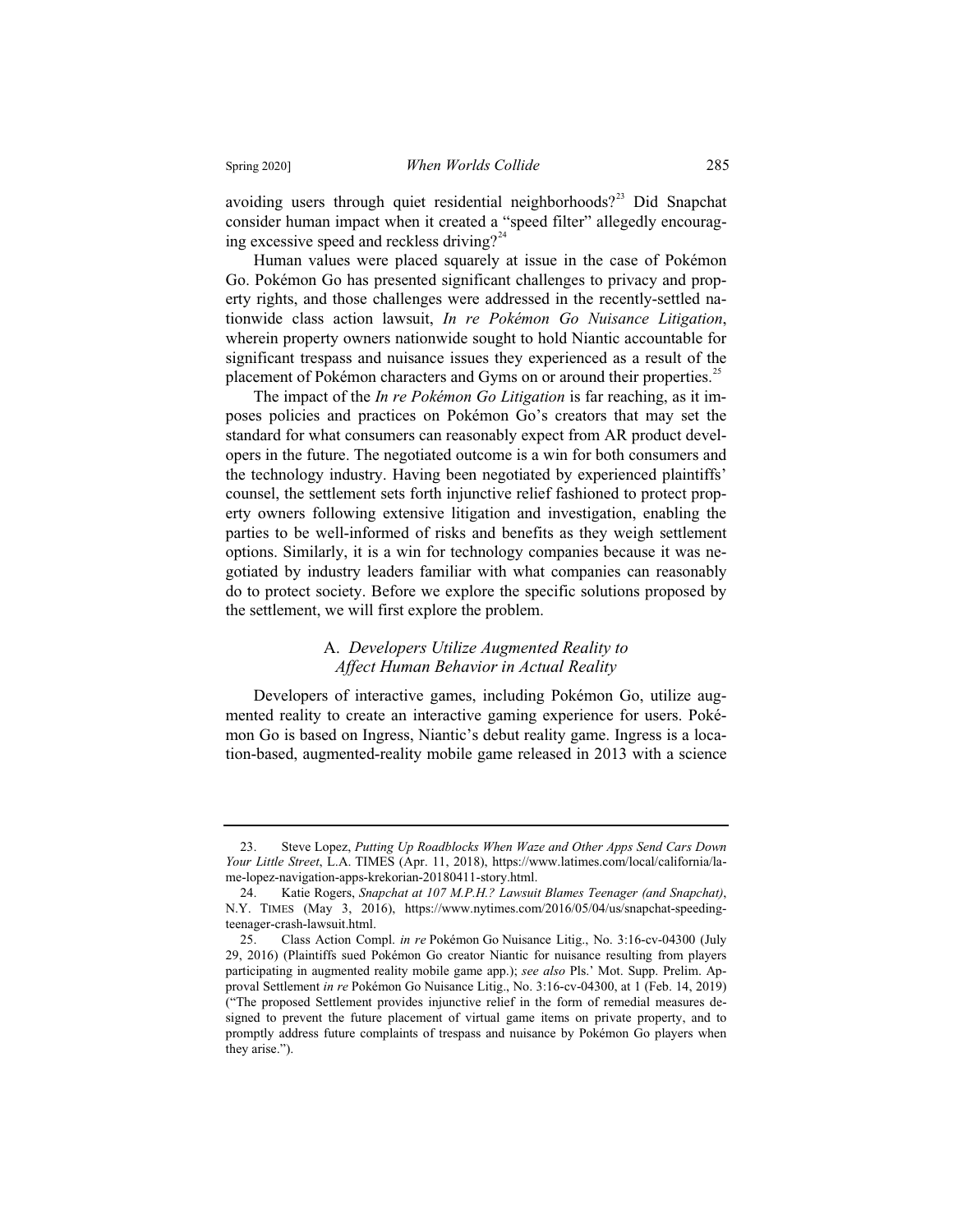avoiding users through quiet residential neighborhoods?[23] Did Snapchat consider human impact when it created a "speed filter" allegedly encouraging excessive speed and reckless driving?[24]

Human values were placed squarely at issue in the case of Pokémon Go. Pokémon Go has presented significant challenges to privacy and property rights, and those challenges were addressed in the recently-settled nationwide class action lawsuit, *In re Pokémon Go Nuisance Litigation*, wherein property owners nationwide sought to hold Niantic accountable for significant trespass and nuisance issues they experienced as a result of the placement of Pokémon characters and Gyms on or around their properties.[25]

The impact of the *In re Pokémon Go Litigation* is far reaching, as it imposes policies and practices on Pokémon Go's creators that may set the standard for what consumers can reasonably expect from AR product developers in the future. The negotiated outcome is a win for both consumers and the technology industry. Having been negotiated by experienced plaintiffs' counsel, the settlement sets forth injunctive relief fashioned to protect property owners following extensive litigation and investigation, enabling the parties to be well-informed of risks and benefits as they weigh settlement options. Similarly, it is a win for technology companies because it was negotiated by industry leaders familiar with what companies can reasonably do to protect society. Before we explore the specific solutions proposed by the settlement, we will first explore the problem.

### A. *Developers Utilize Augmented Reality to Affect Human Behavior in Actual Reality*

Developers of interactive games, including Pokémon Go, utilize augmented reality to create an interactive gaming experience for users. Pokémon Go is based on Ingress, Niantic's debut reality game. Ingress is a location-based, augmented-reality mobile game released in 2013 with a science

---

23. Steve Lopez, *Putting Up Roadblocks When Waze and Other Apps Send Cars Down Your Little Street*, L.A. TIMES (Apr. 11, 2018), https://www.latimes.com/local/california/la-me-lopez-navigation-apps-krekorian-20180411-story.html.

24. Katie Rogers, *Snapchat at 107 M.P.H.? Lawsuit Blames Teenager (and Snapchat)*, N.Y. TIMES (May 3, 2016), https://www.nytimes.com/2016/05/04/us/snapchat-speeding-teenager-crash-lawsuit.html.

25. Class Action Compl. *in re* Pokémon Go Nuisance Litig., No. 3:16-cv-04300 (July 29, 2016) (Plaintiffs sued Pokémon Go creator Niantic for nuisance resulting from players participating in augmented reality mobile game app.); *see also* Pls.' Mot. Supp. Prelim. Approval Settlement *in re* Pokémon Go Nuisance Litig., No. 3:16-cv-04300, at 1 (Feb. 14, 2019) ("The proposed Settlement provides injunctive relief in the form of remedial measures designed to prevent the future placement of virtual game items on private property, and to promptly address future complaints of trespass and nuisance by Pokémon Go players when they arise.").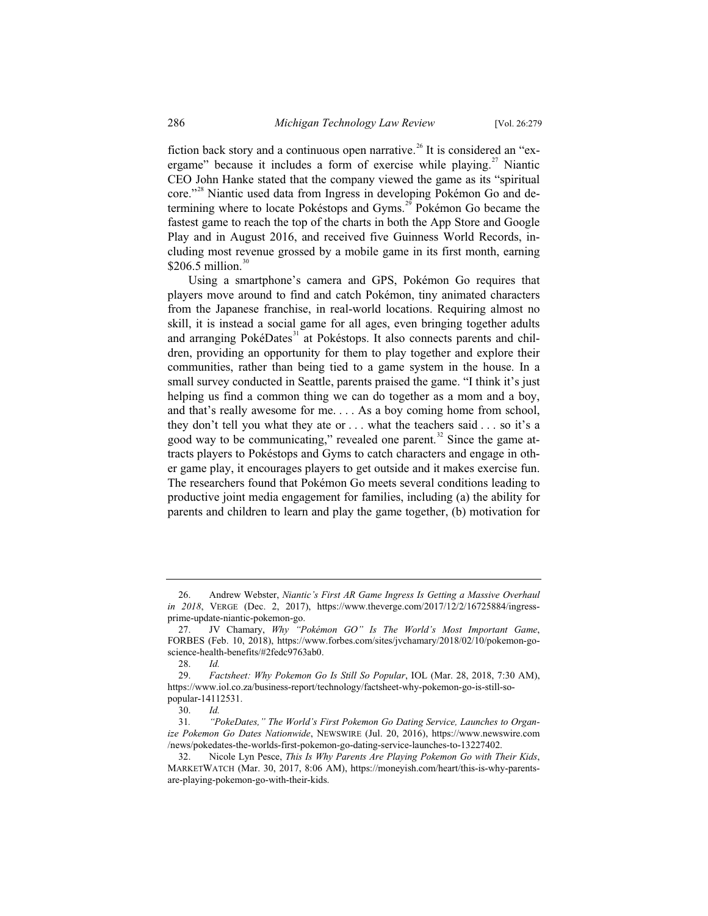fiction back story and a continuous open narrative.[26] It is considered an "exergame" because it includes a form of exercise while playing.[27] Niantic CEO John Hanke stated that the company viewed the game as its "spiritual core."[28] Niantic used data from Ingress in developing Pokémon Go and determining where to locate Pokéstops and Gyms.[29] Pokémon Go became the fastest game to reach the top of the charts in both the App Store and Google Play and in August 2016, and received five Guinness World Records, including most revenue grossed by a mobile game in its first month, earning $206.5 million.[30]

Using a smartphone's camera and GPS, Pokémon Go requires that players move around to find and catch Pokémon, tiny animated characters from the Japanese franchise, in real-world locations. Requiring almost no skill, it is instead a social game for all ages, even bringing together adults and arranging PokéDates[31] at Pokéstops. It also connects parents and children, providing an opportunity for them to play together and explore their communities, rather than being tied to a game system in the house. In a small survey conducted in Seattle, parents praised the game. "I think it's just helping us find a common thing we can do together as a mom and a boy, and that's really awesome for me. . . . As a boy coming home from school, they don't tell you what they ate or . . . what the teachers said . . . so it's a good way to be communicating," revealed one parent.[32] Since the game attracts players to Pokéstops and Gyms to catch characters and engage in other game play, it encourages players to get outside and it makes exercise fun. The researchers found that Pokémon Go meets several conditions leading to productive joint media engagement for families, including (a) the ability for parents and children to learn and play the game together, (b) motivation for

---

26. Andrew Webster, *Niantic's First AR Game Ingress Is Getting a Massive Overhaul in 2018*, VERGE (Dec. 2, 2017), https://www.theverge.com/2017/12/2/16725884/ingress-prime-update-niantic-pokemon-go.

27. JV Chamary, *Why "Pokémon GO" Is The World's Most Important Game*, FORBES (Feb. 10, 2018), https://www.forbes.com/sites/jvchamary/2018/02/10/pokemon-go-science-health-benefits/#2fedc9763ab0.

28. *Id.*

29. *Factsheet: Why Pokemon Go Is Still So Popular*, IOL (Mar. 28, 2018, 7:30 AM), https://www.iol.co.za/business-report/technology/factsheet-why-pokemon-go-is-still-so-popular-14112531.

30. *Id.*

31. *"PokeDates," The World's First Pokemon Go Dating Service, Launches to Organize Pokemon Go Dates Nationwide*, NEWSWIRE (Jul. 20, 2016), https://www.newswire.com/news/pokedates-the-worlds-first-pokemon-go-dating-service-launches-to-13227402.

32. Nicole Lyn Pesce, *This Is Why Parents Are Playing Pokemon Go with Their Kids*, MARKETWATCH (Mar. 30, 2017, 8:06 AM), https://moneyish.com/heart/this-is-why-parents-are-playing-pokemon-go-with-their-kids.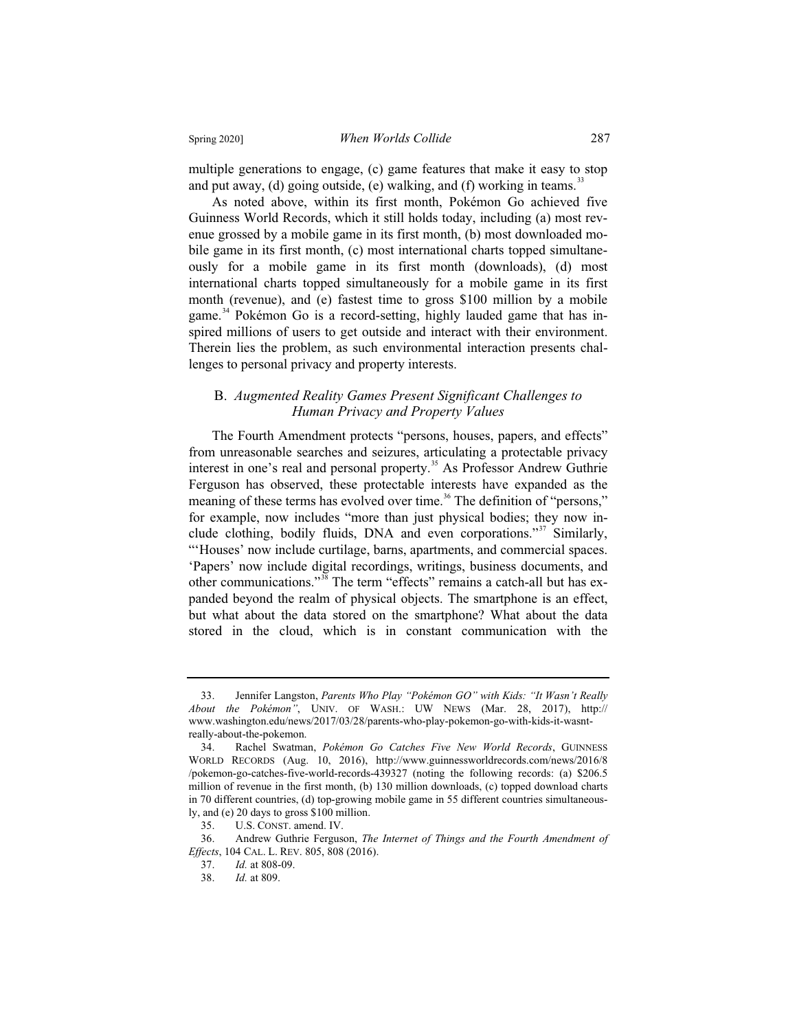multiple generations to engage, (c) game features that make it easy to stop and put away, (d) going outside, (e) walking, and (f) working in teams.[33]

As noted above, within its first month, Pokémon Go achieved five Guinness World Records, which it still holds today, including (a) most revenue grossed by a mobile game in its first month, (b) most downloaded mobile game in its first month, (c) most international charts topped simultaneously for a mobile game in its first month (downloads), (d) most international charts topped simultaneously for a mobile game in its first month (revenue), and (e) fastest time to gross $100 million by a mobile game.[34] Pokémon Go is a record-setting, highly lauded game that has inspired millions of users to get outside and interact with their environment. Therein lies the problem, as such environmental interaction presents challenges to personal privacy and property interests.

### B. *Augmented Reality Games Present Significant Challenges to Human Privacy and Property Values*

The Fourth Amendment protects "persons, houses, papers, and effects" from unreasonable searches and seizures, articulating a protectable privacy interest in one's real and personal property.[35] As Professor Andrew Guthrie Ferguson has observed, these protectable interests have expanded as the meaning of these terms has evolved over time.[36] The definition of "persons," for example, now includes "more than just physical bodies; they now include clothing, bodily fluids, DNA and even corporations."[37] Similarly, "'Houses' now include curtilage, barns, apartments, and commercial spaces. 'Papers' now include digital recordings, writings, business documents, and other communications."[38] The term "effects" remains a catch-all but has expanded beyond the realm of physical objects. The smartphone is an effect, but what about the data stored on the smartphone? What about the data stored in the cloud, which is in constant communication with the

---

33. Jennifer Langston, *Parents Who Play "Pokémon GO" with Kids: "It Wasn't Really About the Pokémon"*, UNIV. OF WASH.: UW NEWS (Mar. 28, 2017), http://www.washington.edu/news/2017/03/28/parents-who-play-pokemon-go-with-kids-it-wasnt-really-about-the-pokemon.

34. Rachel Swatman, *Pokémon Go Catches Five New World Records*, GUINNESS WORLD RECORDS (Aug. 10, 2016), http://www.guinnessworldrecords.com/news/2016/8/pokemon-go-catches-five-world-records-439327 (noting the following records: (a) $206.5 million of revenue in the first month, (b) 130 million downloads, (c) topped download charts in 70 different countries, (d) top-growing mobile game in 55 different countries simultaneously, and (e) 20 days to gross $100 million.

35. U.S. CONST. amend. IV.

36. Andrew Guthrie Ferguson, *The Internet of Things and the Fourth Amendment of Effects*, 104 CAL. L. REV. 805, 808 (2016).

37. *Id.* at 808-09.

38. *Id.* at 809.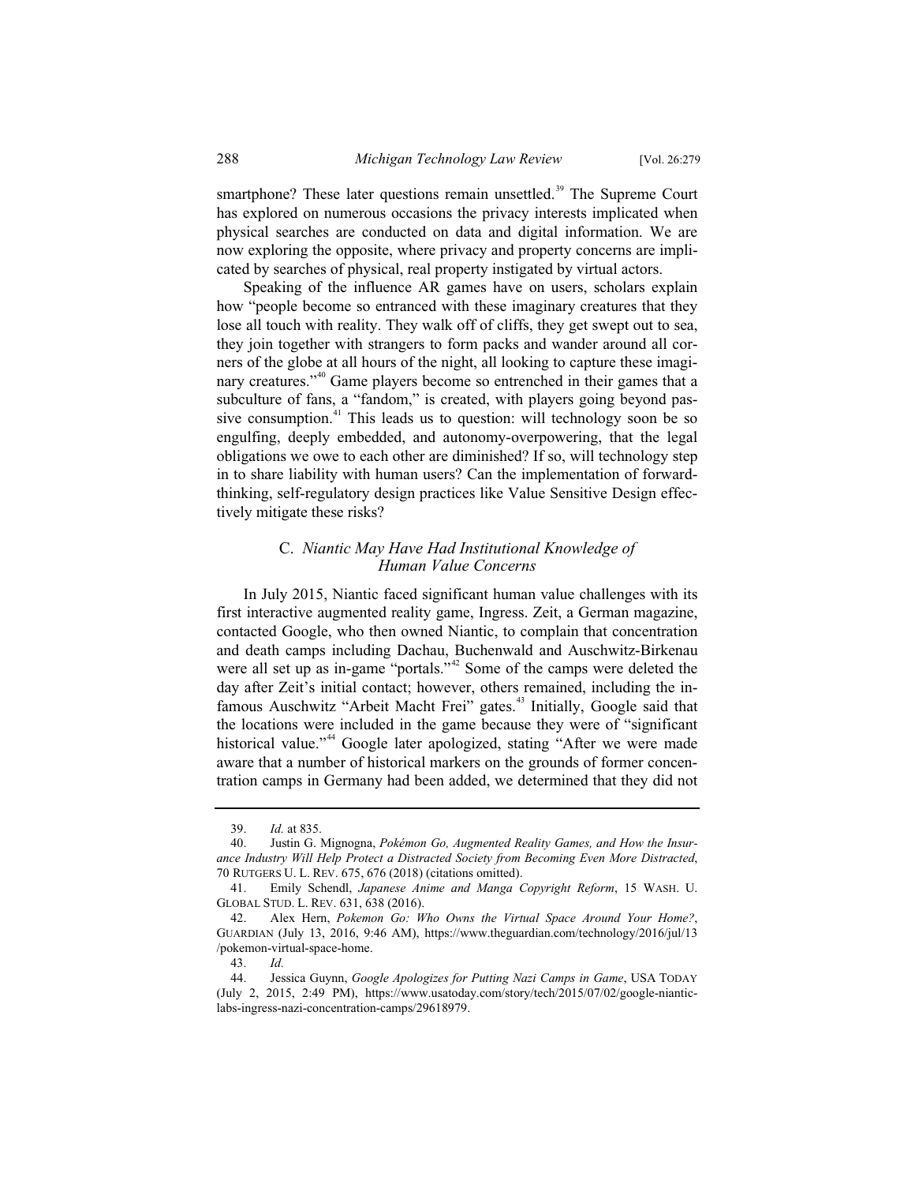smartphone? These later questions remain unsettled.[39] The Supreme Court has explored on numerous occasions the privacy interests implicated when physical searches are conducted on data and digital information. We are now exploring the opposite, where privacy and property concerns are implicated by searches of physical, real property instigated by virtual actors.

Speaking of the influence AR games have on users, scholars explain how "people become so entranced with these imaginary creatures that they lose all touch with reality. They walk off of cliffs, they get swept out to sea, they join together with strangers to form packs and wander around all corners of the globe at all hours of the night, all looking to capture these imaginary creatures."[40] Game players become so entrenched in their games that a subculture of fans, a "fandom," is created, with players going beyond passive consumption.[41] This leads us to question: will technology soon be so engulfing, deeply embedded, and autonomy-overpowering, that the legal obligations we owe to each other are diminished? If so, will technology step in to share liability with human users? Can the implementation of forward-thinking, self-regulatory design practices like Value Sensitive Design effectively mitigate these risks?

### C. *Niantic May Have Had Institutional Knowledge of Human Value Concerns*

In July 2015, Niantic faced significant human value challenges with its first interactive augmented reality game, Ingress. Zeit, a German magazine, contacted Google, who then owned Niantic, to complain that concentration and death camps including Dachau, Buchenwald and Auschwitz-Birkenau were all set up as in-game "portals."[42] Some of the camps were deleted the day after Zeit's initial contact; however, others remained, including the infamous Auschwitz "Arbeit Macht Frei" gates.[43] Initially, Google said that the locations were included in the game because they were of "significant historical value."[44] Google later apologized, stating "After we were made aware that a number of historical markers on the grounds of former concentration camps in Germany had been added, we determined that they did not

---

39. *Id.* at 835.

40. Justin G. Mignogna, *Pokémon Go, Augmented Reality Games, and How the Insurance Industry Will Help Protect a Distracted Society from Becoming Even More Distracted*, 70 RUTGERS U. L. REV. 675, 676 (2018) (citations omitted).

41. Emily Schendl, *Japanese Anime and Manga Copyright Reform*, 15 WASH. U. GLOBAL STUD. L. REV. 631, 638 (2016).

42. Alex Hern, *Pokemon Go: Who Owns the Virtual Space Around Your Home?*, GUARDIAN (July 13, 2016, 9:46 AM), https://www.theguardian.com/technology/2016/jul/13/pokemon-virtual-space-home.

43. *Id.*

44. Jessica Guynn, *Google Apologizes for Putting Nazi Camps in Game*, USA TODAY (July 2, 2015, 2:49 PM), https://www.usatoday.com/story/tech/2015/07/02/google-niantic-labs-ingress-nazi-concentration-camps/29618979.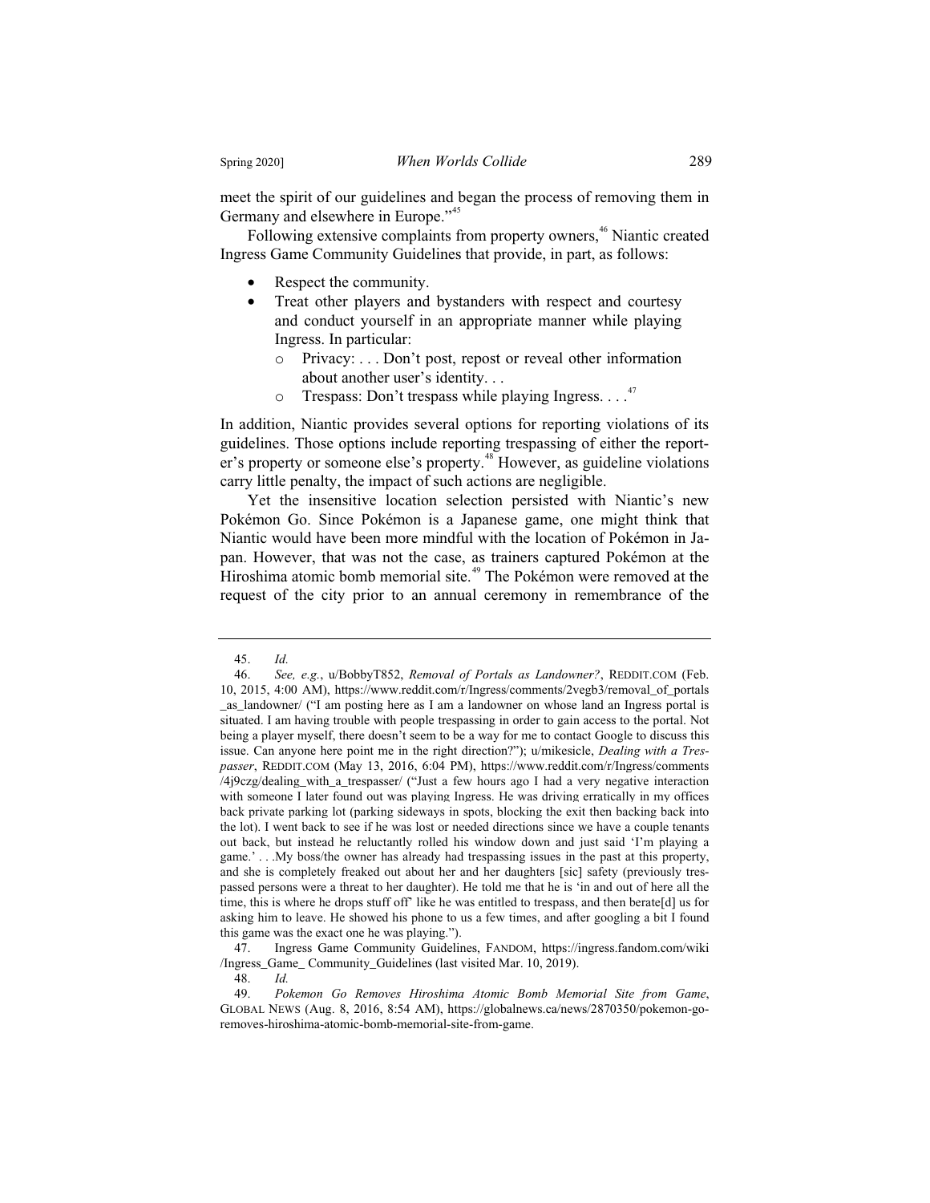meet the spirit of our guidelines and began the process of removing them in Germany and elsewhere in Europe."[45]

Following extensive complaints from property owners,[46] Niantic created Ingress Game Community Guidelines that provide, in part, as follows:

- Respect the community.
- Treat other players and bystanders with respect and courtesy and conduct yourself in an appropriate manner while playing Ingress. In particular:
  - Privacy: . . . Don't post, repost or reveal other information about another user's identity. . .
  - Trespass: Don't trespass while playing Ingress. . . .[47]

In addition, Niantic provides several options for reporting violations of its guidelines. Those options include reporting trespassing of either the reporter's property or someone else's property.[48] However, as guideline violations carry little penalty, the impact of such actions are negligible.

Yet the insensitive location selection persisted with Niantic's new Pokémon Go. Since Pokémon is a Japanese game, one might think that Niantic would have been more mindful with the location of Pokémon in Japan. However, that was not the case, as trainers captured Pokémon at the Hiroshima atomic bomb memorial site.[49] The Pokémon were removed at the request of the city prior to an annual ceremony in remembrance of the

---

45. *Id.*

46. *See, e.g.*, u/BobbyT852, *Removal of Portals as Landowner?*, REDDIT.COM (Feb. 10, 2015, 4:00 AM), https://www.reddit.com/r/Ingress/comments/2vegb3/removal_of_portals_as_landowner/ ("I am posting here as I am a landowner on whose land an Ingress portal is situated. I am having trouble with people trespassing in order to gain access to the portal. Not being a player myself, there doesn't seem to be a way for me to contact Google to discuss this issue. Can anyone here point me in the right direction?"); u/mikesicle, *Dealing with a Trespasser*, REDDIT.COM (May 13, 2016, 6:04 PM), https://www.reddit.com/r/Ingress/comments/4j9czg/dealing_with_a_trespasser/ ("Just a few hours ago I had a very negative interaction with someone I later found out was playing Ingress. He was driving erratically in my offices back private parking lot (parking sideways in spots, blocking the exit then backing back into the lot). I went back to see if he was lost or needed directions since we have a couple tenants out back, but instead he reluctantly rolled his window down and just said 'I'm playing a game.' . . .My boss/the owner has already had trespassing issues in the past at this property, and she is completely freaked out about her and her daughters [sic] safety (previously trespassed persons were a threat to her daughter). He told me that he is 'in and out of here all the time, this is where he drops stuff off' like he was entitled to trespass, and then berate[d] us for asking him to leave. He showed his phone to us a few times, and after googling a bit I found this game was the exact one he was playing.").

47. Ingress Game Community Guidelines, FANDOM, https://ingress.fandom.com/wiki/Ingress_Game_ Community_Guidelines (last visited Mar. 10, 2019).

48. *Id.*

49. *Pokemon Go Removes Hiroshima Atomic Bomb Memorial Site from Game*, GLOBAL NEWS (Aug. 8, 2016, 8:54 AM), https://globalnews.ca/news/2870350/pokemon-go-removes-hiroshima-atomic-bomb-memorial-site-from-game.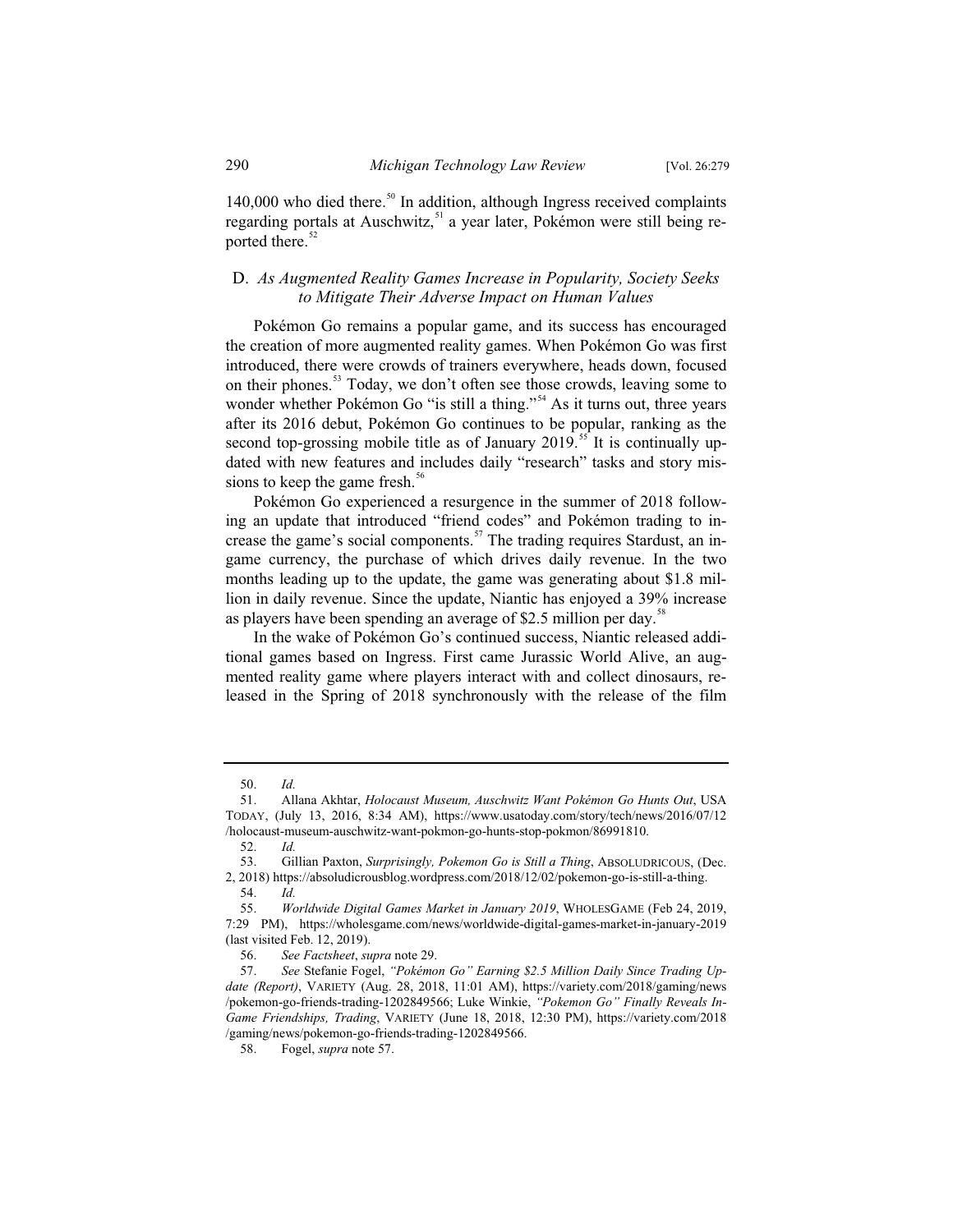140,000 who died there.[50] In addition, although Ingress received complaints regarding portals at Auschwitz,[51] a year later, Pokémon were still being reported there.[52]

### D. *As Augmented Reality Games Increase in Popularity, Society Seeks to Mitigate Their Adverse Impact on Human Values*

Pokémon Go remains a popular game, and its success has encouraged the creation of more augmented reality games. When Pokémon Go was first introduced, there were crowds of trainers everywhere, heads down, focused on their phones.[53] Today, we don't often see those crowds, leaving some to wonder whether Pokémon Go "is still a thing."[54] As it turns out, three years after its 2016 debut, Pokémon Go continues to be popular, ranking as the second top-grossing mobile title as of January 2019.[55] It is continually updated with new features and includes daily "research" tasks and story missions to keep the game fresh.[56]

Pokémon Go experienced a resurgence in the summer of 2018 following an update that introduced "friend codes" and Pokémon trading to increase the game's social components.[57] The trading requires Stardust, an in-game currency, the purchase of which drives daily revenue. In the two months leading up to the update, the game was generating about $1.8 million in daily revenue. Since the update, Niantic has enjoyed a 39% increase as players have been spending an average of $2.5 million per day.[58]

In the wake of Pokémon Go's continued success, Niantic released additional games based on Ingress. First came Jurassic World Alive, an augmented reality game where players interact with and collect dinosaurs, released in the Spring of 2018 synchronously with the release of the film

---

50. *Id.*

51. Allana Akhtar, *Holocaust Museum, Auschwitz Want Pokémon Go Hunts Out*, USA TODAY, (July 13, 2016, 8:34 AM), https://www.usatoday.com/story/tech/news/2016/07/12/holocaust-museum-auschwitz-want-pokmon-go-hunts-stop-pokmon/86991810.

52. *Id.*

53. Gillian Paxton, *Surprisingly, Pokemon Go is Still a Thing*, ABSOLUDRICOUS, (Dec. 2, 2018) https://absoludicrousblog.wordpress.com/2018/12/02/pokemon-go-is-still-a-thing.

54. *Id.*

55. *Worldwide Digital Games Market in January 2019*, WHOLESGAME (Feb 24, 2019, 7:29 PM), https://wholesgame.com/news/worldwide-digital-games-market-in-january-2019 (last visited Feb. 12, 2019).

56. *See Factsheet*, *supra* note 29.

57. *See* Stefanie Fogel, *"Pokémon Go" Earning $2.5 Million Daily Since Trading Update (Report)*, VARIETY (Aug. 28, 2018, 11:01 AM), https://variety.com/2018/gaming/news/pokemon-go-friends-trading-1202849566; Luke Winkie, *"Pokemon Go" Finally Reveals In-Game Friendships, Trading*, VARIETY (June 18, 2018, 12:30 PM), https://variety.com/2018/gaming/news/pokemon-go-friends-trading-1202849566.

58. Fogel, *supra* note 57.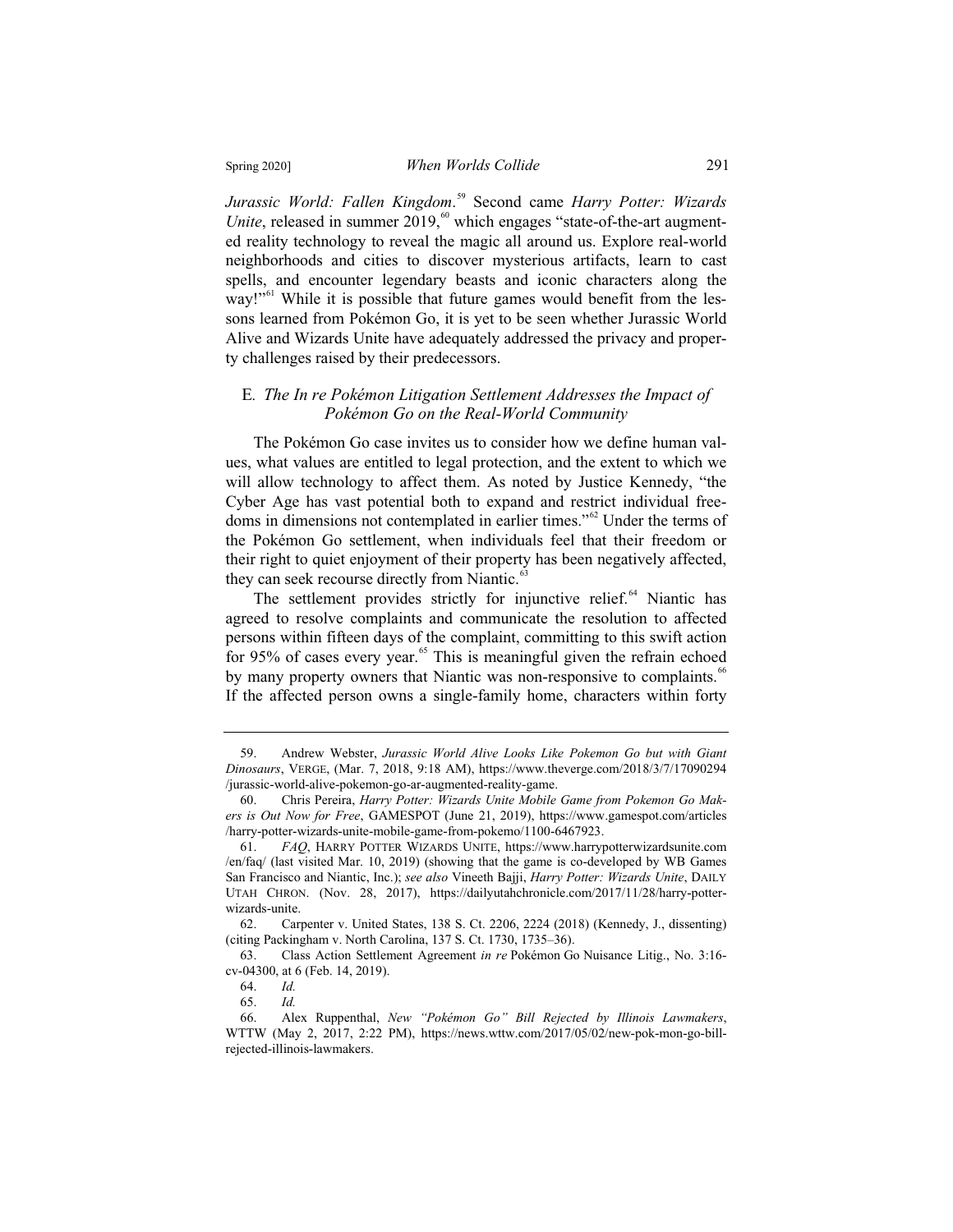*Jurassic World: Fallen Kingdom*.[59] Second came *Harry Potter: Wizards Unite*, released in summer 2019,[60] which engages "state-of-the-art augmented reality technology to reveal the magic all around us. Explore real-world neighborhoods and cities to discover mysterious artifacts, learn to cast spells, and encounter legendary beasts and iconic characters along the way!"[61] While it is possible that future games would benefit from the lessons learned from Pokémon Go, it is yet to be seen whether Jurassic World Alive and Wizards Unite have adequately addressed the privacy and property challenges raised by their predecessors.

### E. *The In re Pokémon Litigation Settlement Addresses the Impact of Pokémon Go on the Real-World Community*

The Pokémon Go case invites us to consider how we define human values, what values are entitled to legal protection, and the extent to which we will allow technology to affect them. As noted by Justice Kennedy, "the Cyber Age has vast potential both to expand and restrict individual freedoms in dimensions not contemplated in earlier times."[62] Under the terms of the Pokémon Go settlement, when individuals feel that their freedom or their right to quiet enjoyment of their property has been negatively affected, they can seek recourse directly from Niantic.[63]

The settlement provides strictly for injunctive relief.[64] Niantic has agreed to resolve complaints and communicate the resolution to affected persons within fifteen days of the complaint, committing to this swift action for 95% of cases every year.[65] This is meaningful given the refrain echoed by many property owners that Niantic was non-responsive to complaints.[66] If the affected person owns a single-family home, characters within forty

---

59. Andrew Webster, *Jurassic World Alive Looks Like Pokemon Go but with Giant Dinosaurs*, VERGE, (Mar. 7, 2018, 9:18 AM), https://www.theverge.com/2018/3/7/17090294/jurassic-world-alive-pokemon-go-ar-augmented-reality-game.

60. Chris Pereira, *Harry Potter: Wizards Unite Mobile Game from Pokemon Go Makers is Out Now for Free*, GAMESPOT (June 21, 2019), https://www.gamespot.com/articles/harry-potter-wizards-unite-mobile-game-from-pokemo/1100-6467923.

61. *FAQ*, HARRY POTTER WIZARDS UNITE, https://www.harrypotterwizardsunite.com/en/faq/ (last visited Mar. 10, 2019) (showing that the game is co-developed by WB Games San Francisco and Niantic, Inc.); *see also* Vineeth Bajji, *Harry Potter: Wizards Unite*, DAILY UTAH CHRON. (Nov. 28, 2017), https://dailyutahchronicle.com/2017/11/28/harry-potter-wizards-unite.

62. Carpenter v. United States, 138 S. Ct. 2206, 2224 (2018) (Kennedy, J., dissenting) (citing Packingham v. North Carolina, 137 S. Ct. 1730, 1735–36).

63. Class Action Settlement Agreement *in re* Pokémon Go Nuisance Litig., No. 3:16-cv-04300, at 6 (Feb. 14, 2019).

64. *Id.*

65. *Id.*

66. Alex Ruppenthal, *New "Pokémon Go" Bill Rejected by Illinois Lawmakers*, WTTW (May 2, 2017, 2:22 PM), https://news.wttw.com/2017/05/02/new-pok-mon-go-bill-rejected-illinois-lawmakers.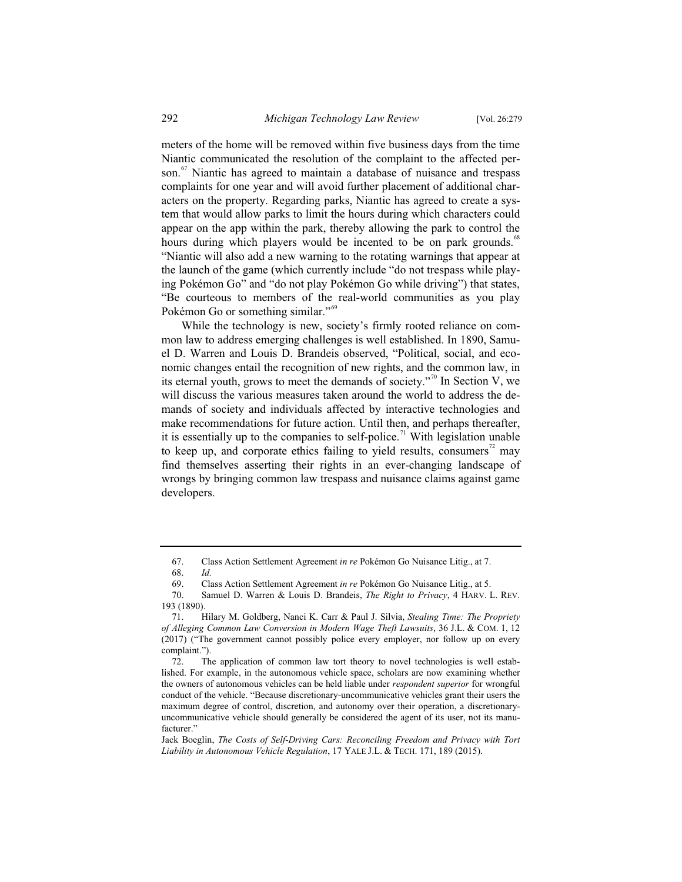meters of the home will be removed within five business days from the time Niantic communicated the resolution of the complaint to the affected person.[67] Niantic has agreed to maintain a database of nuisance and trespass complaints for one year and will avoid further placement of additional characters on the property. Regarding parks, Niantic has agreed to create a system that would allow parks to limit the hours during which characters could appear on the app within the park, thereby allowing the park to control the hours during which players would be incented to be on park grounds.[68] "Niantic will also add a new warning to the rotating warnings that appear at the launch of the game (which currently include "do not trespass while playing Pokémon Go" and "do not play Pokémon Go while driving") that states, "Be courteous to members of the real-world communities as you play Pokémon Go or something similar.""[69]

While the technology is new, society's firmly rooted reliance on common law to address emerging challenges is well established. In 1890, Samuel D. Warren and Louis D. Brandeis observed, "Political, social, and economic changes entail the recognition of new rights, and the common law, in its eternal youth, grows to meet the demands of society."[70] In Section V, we will discuss the various measures taken around the world to address the demands of society and individuals affected by interactive technologies and make recommendations for future action. Until then, and perhaps thereafter, it is essentially up to the companies to self-police.[71] With legislation unable to keep up, and corporate ethics failing to yield results, consumers[72] may find themselves asserting their rights in an ever-changing landscape of wrongs by bringing common law trespass and nuisance claims against game developers.

---

67. Class Action Settlement Agreement *in re* Pokémon Go Nuisance Litig., at 7.

68. *Id.*

69. Class Action Settlement Agreement *in re* Pokémon Go Nuisance Litig., at 5.

70. Samuel D. Warren & Louis D. Brandeis, *The Right to Privacy*, 4 HARV. L. REV. 193 (1890).

71. Hilary M. Goldberg, Nanci K. Carr & Paul J. Silvia, *Stealing Time: The Propriety of Alleging Common Law Conversion in Modern Wage Theft Lawsuits*, 36 J.L. & COM. 1, 12 (2017) ("The government cannot possibly police every employer, nor follow up on every complaint.").

72. The application of common law tort theory to novel technologies is well established. For example, in the autonomous vehicle space, scholars are now examining whether the owners of autonomous vehicles can be held liable under *respondent superior* for wrongful conduct of the vehicle. "Because discretionary-uncommunicative vehicles grant their users the maximum degree of control, discretion, and autonomy over their operation, a discretionary-uncommunicative vehicle should generally be considered the agent of its user, not its manufacturer."

Jack Boeglin, *The Costs of Self-Driving Cars: Reconciling Freedom and Privacy with Tort Liability in Autonomous Vehicle Regulation*, 17 YALE J.L. & TECH. 171, 189 (2015).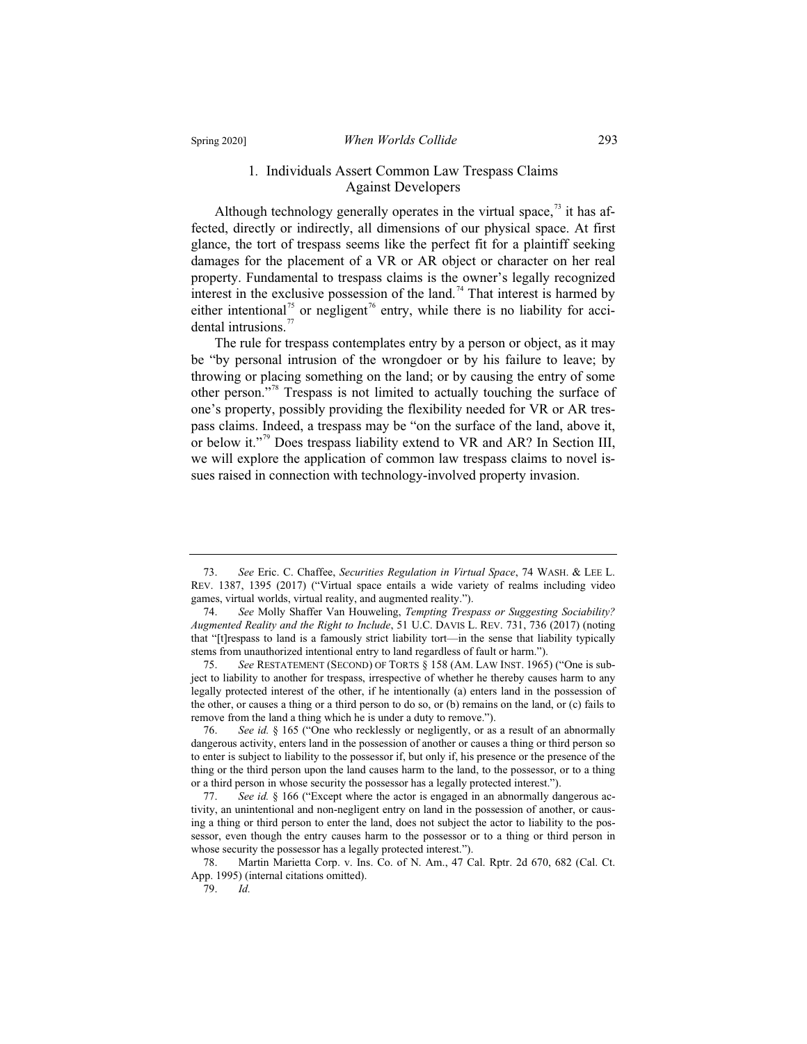### 1. Individuals Assert Common Law Trespass Claims Against Developers

Although technology generally operates in the virtual space,[73] it has affected, directly or indirectly, all dimensions of our physical space. At first glance, the tort of trespass seems like the perfect fit for a plaintiff seeking damages for the placement of a VR or AR object or character on her real property. Fundamental to trespass claims is the owner's legally recognized interest in the exclusive possession of the land.[74] That interest is harmed by either intentional[75] or negligent[76] entry, while there is no liability for accidental intrusions.[77]

The rule for trespass contemplates entry by a person or object, as it may be "by personal intrusion of the wrongdoer or by his failure to leave; by throwing or placing something on the land; or by causing the entry of some other person."[78] Trespass is not limited to actually touching the surface of one's property, possibly providing the flexibility needed for VR or AR trespass claims. Indeed, a trespass may be "on the surface of the land, above it, or below it."[79] Does trespass liability extend to VR and AR? In Section III, we will explore the application of common law trespass claims to novel issues raised in connection with technology-involved property invasion.

---

73. *See* Eric. C. Chaffee, *Securities Regulation in Virtual Space*, 74 WASH. & LEE L. REV. 1387, 1395 (2017) ("Virtual space entails a wide variety of realms including video games, virtual worlds, virtual reality, and augmented reality.").

74. *See* Molly Shaffer Van Houweling, *Tempting Trespass or Suggesting Sociability? Augmented Reality and the Right to Include*, 51 U.C. DAVIS L. REV. 731, 736 (2017) (noting that "[t]respass to land is a famously strict liability tort—in the sense that liability typically stems from unauthorized intentional entry to land regardless of fault or harm.").

75. *See* RESTATEMENT (SECOND) OF TORTS § 158 (AM. LAW INST. 1965) ("One is subject to liability to another for trespass, irrespective of whether he thereby causes harm to any legally protected interest of the other, if he intentionally (a) enters land in the possession of the other, or causes a thing or a third person to do so, or (b) remains on the land, or (c) fails to remove from the land a thing which he is under a duty to remove.").

76. *See id.* § 165 ("One who recklessly or negligently, or as a result of an abnormally dangerous activity, enters land in the possession of another or causes a thing or third person so to enter is subject to liability to the possessor if, but only if, his presence or the presence of the thing or the third person upon the land causes harm to the land, to the possessor, or to a thing or a third person in whose security the possessor has a legally protected interest.").

77. *See id.* § 166 ("Except where the actor is engaged in an abnormally dangerous activity, an unintentional and non-negligent entry on land in the possession of another, or causing a thing or third person to enter the land, does not subject the actor to liability to the possessor, even though the entry causes harm to the possessor or to a thing or third person in whose security the possessor has a legally protected interest.").

78. Martin Marietta Corp. v. Ins. Co. of N. Am., 47 Cal. Rptr. 2d 670, 682 (Cal. Ct. App. 1995) (internal citations omitted).

79. *Id.*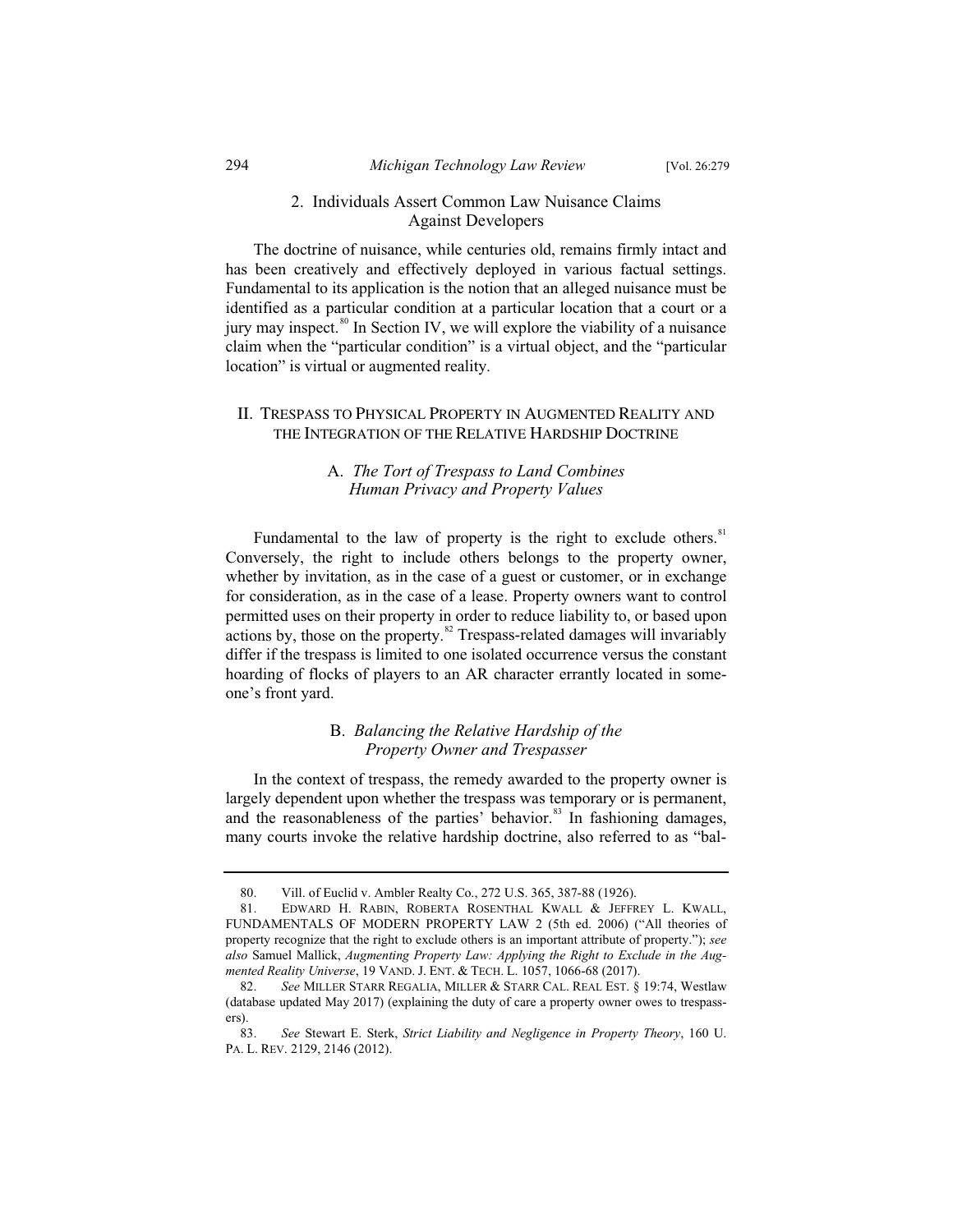### 2. Individuals Assert Common Law Nuisance Claims Against Developers

The doctrine of nuisance, while centuries old, remains firmly intact and has been creatively and effectively deployed in various factual settings. Fundamental to its application is the notion that an alleged nuisance must be identified as a particular condition at a particular location that a court or a jury may inspect.[80] In Section IV, we will explore the viability of a nuisance claim when the "particular condition" is a virtual object, and the "particular location" is virtual or augmented reality.

## II. TRESPASS TO PHYSICAL PROPERTY IN AUGMENTED REALITY AND THE INTEGRATION OF THE RELATIVE HARDSHIP DOCTRINE

### A. *The Tort of Trespass to Land Combines Human Privacy and Property Values*

Fundamental to the law of property is the right to exclude others.[81] Conversely, the right to include others belongs to the property owner, whether by invitation, as in the case of a guest or customer, or in exchange for consideration, as in the case of a lease. Property owners want to control permitted uses on their property in order to reduce liability to, or based upon actions by, those on the property.[82] Trespass-related damages will invariably differ if the trespass is limited to one isolated occurrence versus the constant hoarding of flocks of players to an AR character errantly located in someone's front yard.

### B. *Balancing the Relative Hardship of the Property Owner and Trespasser*

In the context of trespass, the remedy awarded to the property owner is largely dependent upon whether the trespass was temporary or is permanent, and the reasonableness of the parties' behavior.[83] In fashioning damages, many courts invoke the relative hardship doctrine, also referred to as "bal-

---

80. Vill. of Euclid v. Ambler Realty Co., 272 U.S. 365, 387-88 (1926).

81. EDWARD H. RABIN, ROBERTA ROSENTHAL KWALL & JEFFREY L. KWALL, FUNDAMENTALS OF MODERN PROPERTY LAW 2 (5th ed. 2006) ("All theories of property recognize that the right to exclude others is an important attribute of property."); *see also* Samuel Mallick, *Augmenting Property Law: Applying the Right to Exclude in the Augmented Reality Universe*, 19 VAND. J. ENT. & TECH. L. 1057, 1066-68 (2017).

82. *See* MILLER STARR REGALIA, MILLER & STARR CAL. REAL EST. § 19:74, Westlaw (database updated May 2017) (explaining the duty of care a property owner owes to trespassers).

83. *See* Stewart E. Sterk, *Strict Liability and Negligence in Property Theory*, 160 U. PA. L. REV. 2129, 2146 (2012).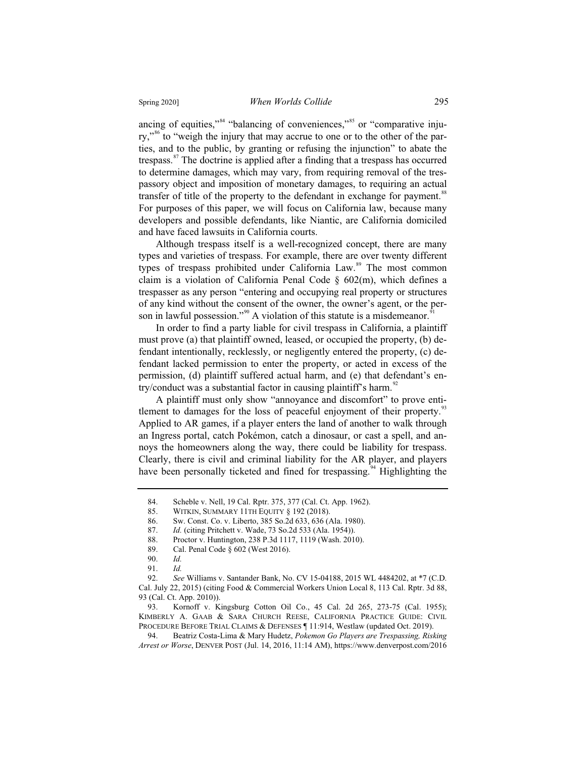ancing of equities,"[84] "balancing of conveniences,"[85] or "comparative injury,"[86] to "weigh the injury that may accrue to one or to the other of the parties, and to the public, by granting or refusing the injunction" to abate the trespass.[87] The doctrine is applied after a finding that a trespass has occurred to determine damages, which may vary, from requiring removal of the trespassory object and imposition of monetary damages, to requiring an actual transfer of title of the property to the defendant in exchange for payment.[88] For purposes of this paper, we will focus on California law, because many developers and possible defendants, like Niantic, are California domiciled and have faced lawsuits in California courts.

Although trespass itself is a well-recognized concept, there are many types and varieties of trespass. For example, there are over twenty different types of trespass prohibited under California Law.[89] The most common claim is a violation of California Penal Code § 602(m), which defines a trespasser as any person "entering and occupying real property or structures of any kind without the consent of the owner, the owner's agent, or the person in lawful possession."[90] A violation of this statute is a misdemeanor.[91]

In order to find a party liable for civil trespass in California, a plaintiff must prove (a) that plaintiff owned, leased, or occupied the property, (b) defendant intentionally, recklessly, or negligently entered the property, (c) defendant lacked permission to enter the property, or acted in excess of the permission, (d) plaintiff suffered actual harm, and (e) that defendant's entry/conduct was a substantial factor in causing plaintiff's harm.[92]

A plaintiff must only show "annoyance and discomfort" to prove entitlement to damages for the loss of peaceful enjoyment of their property.[93] Applied to AR games, if a player enters the land of another to walk through an Ingress portal, catch Pokémon, catch a dinosaur, or cast a spell, and annoys the homeowners along the way, there could be liability for trespass. Clearly, there is civil and criminal liability for the AR player, and players have been personally ticketed and fined for trespassing.[94] Highlighting the

---

84. Scheble v. Nell, 19 Cal. Rptr. 375, 377 (Cal. Ct. App. 1962).

85. WITKIN, SUMMARY 11TH EQUITY § 192 (2018).

86. Sw. Const. Co. v. Liberto, 385 So.2d 633, 636 (Ala. 1980).

87. *Id.* (citing Pritchett v. Wade, 73 So.2d 533 (Ala. 1954)).

88. Proctor v. Huntington, 238 P.3d 1117, 1119 (Wash. 2010).

89. Cal. Penal Code § 602 (West 2016).

90. *Id.*

91. *Id.*

92. *See* Williams v. Santander Bank, No. CV 15-04188, 2015 WL 4484202, at *7 (C.D. Cal. July 22, 2015) (citing Food & Commercial Workers Union Local 8, 113 Cal. Rptr. 3d 88, 93 (Cal. Ct. App. 2010)).

93. Kornoff v. Kingsburg Cotton Oil Co., 45 Cal. 2d 265, 273-75 (Cal. 1955); KIMBERLY A. GAAB & SARA CHURCH REESE, CALIFORNIA PRACTICE GUIDE: CIVIL PROCEDURE BEFORE TRIAL CLAIMS & DEFENSES ¶ 11:914, Westlaw (updated Oct. 2019).

94. Beatriz Costa-Lima & Mary Hudetz, *Pokemon Go Players are Trespassing, Risking Arrest or Worse*, DENVER POST (Jul. 14, 2016, 11:14 AM), https://www.denverpost.com/2016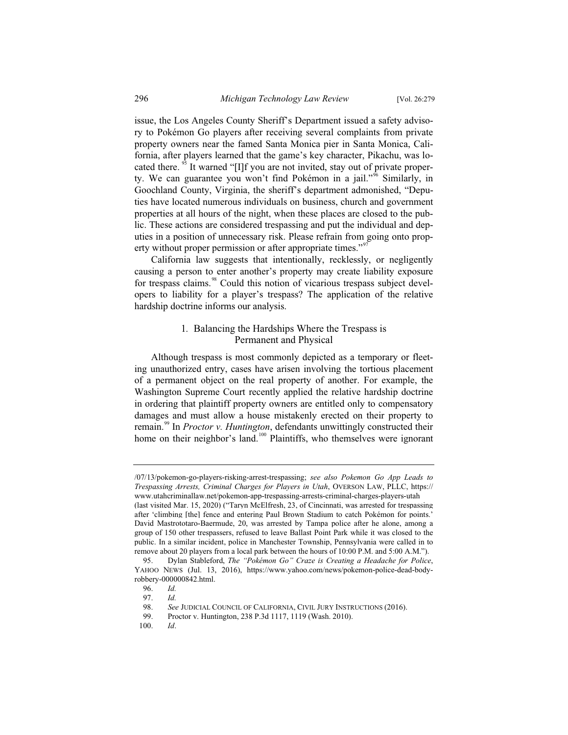issue, the Los Angeles County Sheriff's Department issued a safety advisory to Pokémon Go players after receiving several complaints from private property owners near the famed Santa Monica pier in Santa Monica, California, after players learned that the game's key character, Pikachu, was located there.[95] It warned "[I]f you are not invited, stay out of private property. We can guarantee you won't find Pokémon in a jail."[96] Similarly, in Goochland County, Virginia, the sheriff's department admonished, "Deputies have located numerous individuals on business, church and government properties at all hours of the night, when these places are closed to the public. These actions are considered trespassing and put the individual and deputies in a position of unnecessary risk. Please refrain from going onto property without proper permission or after appropriate times."[97]

California law suggests that intentionally, recklessly, or negligently causing a person to enter another's property may create liability exposure for trespass claims.[98] Could this notion of vicarious trespass subject developers to liability for a player's trespass? The application of the relative hardship doctrine informs our analysis.

### 1. Balancing the Hardships Where the Trespass is Permanent and Physical

Although trespass is most commonly depicted as a temporary or fleeting unauthorized entry, cases have arisen involving the tortious placement of a permanent object on the real property of another. For example, the Washington Supreme Court recently applied the relative hardship doctrine in ordering that plaintiff property owners are entitled only to compensatory damages and must allow a house mistakenly erected on their property to remain.[99] In *Proctor v. Huntington*, defendants unwittingly constructed their home on their neighbor's land.[100] Plaintiffs, who themselves were ignorant

---

/07/13/pokemon-go-players-risking-arrest-trespassing; *see also Pokemon Go App Leads to Trespassing Arrests, Criminal Charges for Players in Utah*, OVERSON LAW, PLLC, https://www.utahcriminallaw.net/pokemon-app-trespassing-arrests-criminal-charges-players-utah (last visited Mar. 15, 2020) ("Taryn McElfresh, 23, of Cincinnati, was arrested for trespassing after 'climbing [the] fence and entering Paul Brown Stadium to catch Pokémon for points.' David Mastrototaro-Baermude, 20, was arrested by Tampa police after he alone, among a group of 150 other trespassers, refused to leave Ballast Point Park while it was closed to the public. In a similar incident, police in Manchester Township, Pennsylvania were called in to remove about 20 players from a local park between the hours of 10:00 P.M. and 5:00 A.M.").

95. Dylan Stableford, *The "Pokémon Go" Craze is Creating a Headache for Police*, YAHOO NEWS (Jul. 13, 2016), https://www.yahoo.com/news/pokemon-police-dead-body-robbery-000000842.html.

96. *Id.*

97. *Id.*

98. *See* JUDICIAL COUNCIL OF CALIFORNIA, CIVIL JURY INSTRUCTIONS (2016).

99. Proctor v. Huntington, 238 P.3d 1117, 1119 (Wash. 2010).

100. *Id*.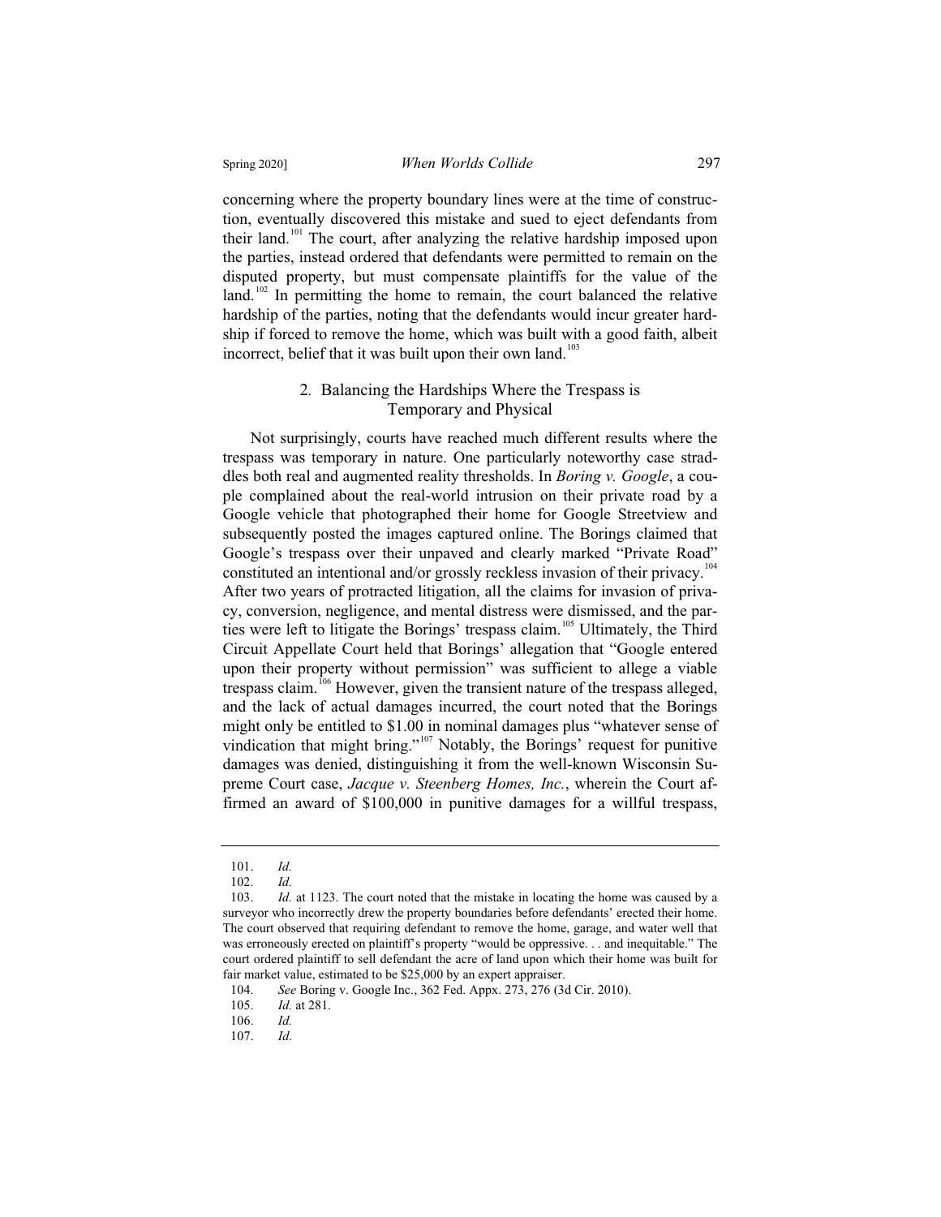concerning where the property boundary lines were at the time of construction, eventually discovered this mistake and sued to eject defendants from their land.[101] The court, after analyzing the relative hardship imposed upon the parties, instead ordered that defendants were permitted to remain on the disputed property, but must compensate plaintiffs for the value of the land.[102] In permitting the home to remain, the court balanced the relative hardship of the parties, noting that the defendants would incur greater hardship if forced to remove the home, which was built with a good faith, albeit incorrect, belief that it was built upon their own land.[103]

### 2. Balancing the Hardships Where the Trespass is Temporary and Physical

Not surprisingly, courts have reached much different results where the trespass was temporary in nature. One particularly noteworthy case straddles both real and augmented reality thresholds. In *Boring v. Google*, a couple complained about the real-world intrusion on their private road by a Google vehicle that photographed their home for Google Streetview and subsequently posted the images captured online. The Borings claimed that Google's trespass over their unpaved and clearly marked "Private Road" constituted an intentional and/or grossly reckless invasion of their privacy.[104] After two years of protracted litigation, all the claims for invasion of privacy, conversion, negligence, and mental distress were dismissed, and the parties were left to litigate the Borings' trespass claim.[105] Ultimately, the Third Circuit Appellate Court held that Borings' allegation that "Google entered upon their property without permission" was sufficient to allege a viable trespass claim.[106] However, given the transient nature of the trespass alleged, and the lack of actual damages incurred, the court noted that the Borings might only be entitled to $1.00 in nominal damages plus "whatever sense of vindication that might bring."[107] Notably, the Borings' request for punitive damages was denied, distinguishing it from the well-known Wisconsin Supreme Court case, *Jacque v. Steenberg Homes, Inc.*, wherein the Court affirmed an award of $100,000 in punitive damages for a willful trespass,

---

101. *Id.*

102. *Id.*

103. *Id.* at 1123. The court noted that the mistake in locating the home was caused by a surveyor who incorrectly drew the property boundaries before defendants' erected their home. The court observed that requiring defendant to remove the home, garage, and water well that was erroneously erected on plaintiff's property "would be oppressive. . . and inequitable." The court ordered plaintiff to sell defendant the acre of land upon which their home was built for fair market value, estimated to be $25,000 by an expert appraiser.

104. *See* Boring v. Google Inc., 362 Fed. Appx. 273, 276 (3d Cir. 2010).

105. *Id.* at 281.

106. *Id.*

107. *Id.*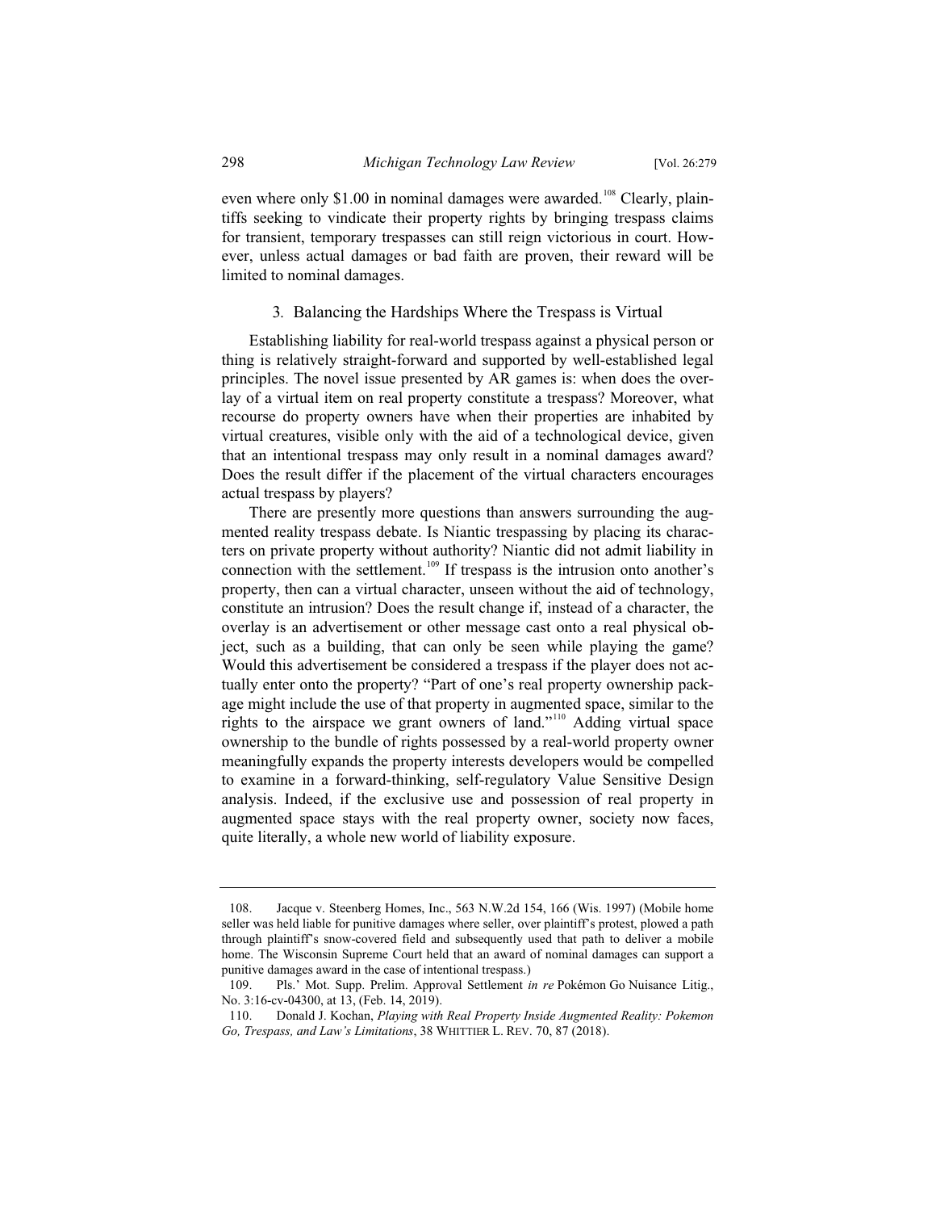even where only $1.00 in nominal damages were awarded.[108] Clearly, plaintiffs seeking to vindicate their property rights by bringing trespass claims for transient, temporary trespasses can still reign victorious in court. However, unless actual damages or bad faith are proven, their reward will be limited to nominal damages.

### 3. Balancing the Hardships Where the Trespass is Virtual

Establishing liability for real-world trespass against a physical person or thing is relatively straight-forward and supported by well-established legal principles. The novel issue presented by AR games is: when does the overlay of a virtual item on real property constitute a trespass? Moreover, what recourse do property owners have when their properties are inhabited by virtual creatures, visible only with the aid of a technological device, given that an intentional trespass may only result in a nominal damages award? Does the result differ if the placement of the virtual characters encourages actual trespass by players?

There are presently more questions than answers surrounding the augmented reality trespass debate. Is Niantic trespassing by placing its characters on private property without authority? Niantic did not admit liability in connection with the settlement.[109] If trespass is the intrusion onto another's property, then can a virtual character, unseen without the aid of technology, constitute an intrusion? Does the result change if, instead of a character, the overlay is an advertisement or other message cast onto a real physical object, such as a building, that can only be seen while playing the game? Would this advertisement be considered a trespass if the player does not actually enter onto the property? "Part of one's real property ownership package might include the use of that property in augmented space, similar to the rights to the airspace we grant owners of land."[110] Adding virtual space ownership to the bundle of rights possessed by a real-world property owner meaningfully expands the property interests developers would be compelled to examine in a forward-thinking, self-regulatory Value Sensitive Design analysis. Indeed, if the exclusive use and possession of real property in augmented space stays with the real property owner, society now faces, quite literally, a whole new world of liability exposure.

---

108. Jacque v. Steenberg Homes, Inc., 563 N.W.2d 154, 166 (Wis. 1997) (Mobile home seller was held liable for punitive damages where seller, over plaintiff's protest, plowed a path through plaintiff's snow-covered field and subsequently used that path to deliver a mobile home. The Wisconsin Supreme Court held that an award of nominal damages can support a punitive damages award in the case of intentional trespass.)

109. Pls.' Mot. Supp. Prelim. Approval Settlement *in re* Pokémon Go Nuisance Litig., No. 3:16-cv-04300, at 13, (Feb. 14, 2019).

110. Donald J. Kochan, *Playing with Real Property Inside Augmented Reality: Pokemon Go, Trespass, and Law's Limitations*, 38 WHITTIER L. REV. 70, 87 (2018).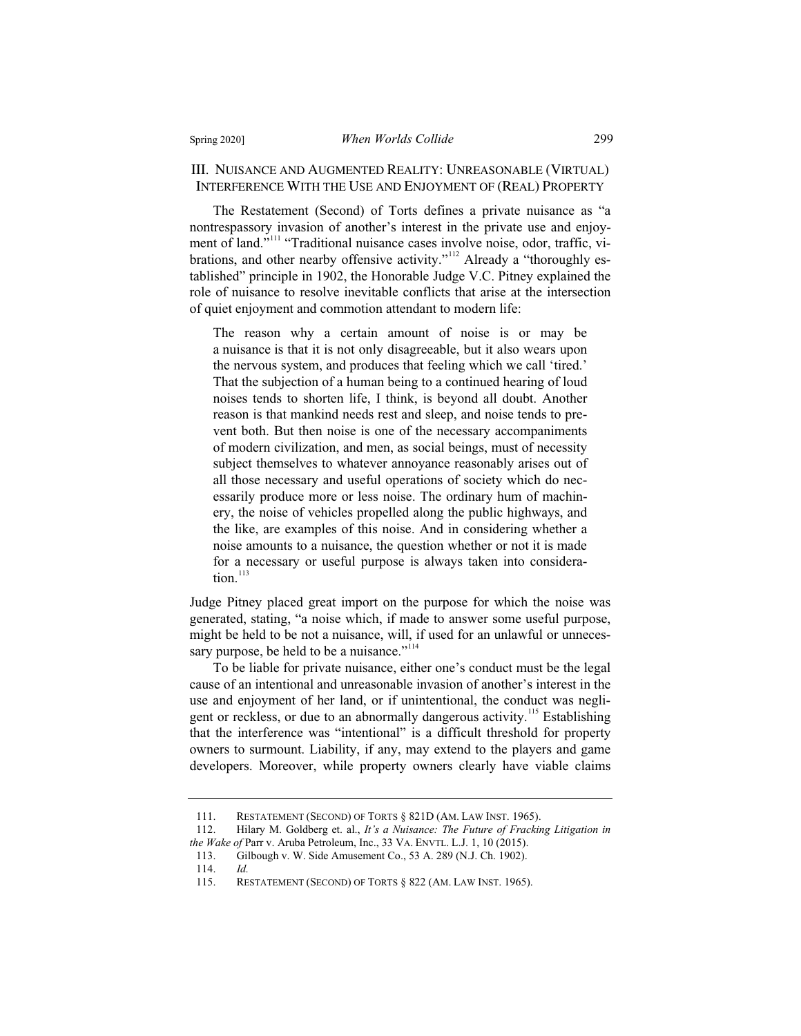## III. NUISANCE AND AUGMENTED REALITY: UNREASONABLE (VIRTUAL) INTERFERENCE WITH THE USE AND ENJOYMENT OF (REAL) PROPERTY

The Restatement (Second) of Torts defines a private nuisance as "a nontrespassory invasion of another's interest in the private use and enjoyment of land."[111] "Traditional nuisance cases involve noise, odor, traffic, vibrations, and other nearby offensive activity."[112] Already a "thoroughly established" principle in 1902, the Honorable Judge V.C. Pitney explained the role of nuisance to resolve inevitable conflicts that arise at the intersection of quiet enjoyment and commotion attendant to modern life:

> The reason why a certain amount of noise is or may be a nuisance is that it is not only disagreeable, but it also wears upon the nervous system, and produces that feeling which we call 'tired.' That the subjection of a human being to a continued hearing of loud noises tends to shorten life, I think, is beyond all doubt. Another reason is that mankind needs rest and sleep, and noise tends to prevent both. But then noise is one of the necessary accompaniments of modern civilization, and men, as social beings, must of necessity subject themselves to whatever annoyance reasonably arises out of all those necessary and useful operations of society which do necessarily produce more or less noise. The ordinary hum of machinery, the noise of vehicles propelled along the public highways, and the like, are examples of this noise. And in considering whether a noise amounts to a nuisance, the question whether or not it is made for a necessary or useful purpose is always taken into consideration.[113]

Judge Pitney placed great import on the purpose for which the noise was generated, stating, "a noise which, if made to answer some useful purpose, might be held to be not a nuisance, will, if used for an unlawful or unnecessary purpose, be held to be a nuisance."[114]

To be liable for private nuisance, either one's conduct must be the legal cause of an intentional and unreasonable invasion of another's interest in the use and enjoyment of her land, or if unintentional, the conduct was negligent or reckless, or due to an abnormally dangerous activity.[115] Establishing that the interference was "intentional" is a difficult threshold for property owners to surmount. Liability, if any, may extend to the players and game developers. Moreover, while property owners clearly have viable claims

---

111. RESTATEMENT (SECOND) OF TORTS § 821D (AM. LAW INST. 1965).

112. Hilary M. Goldberg et. al., *It's a Nuisance: The Future of Fracking Litigation in the Wake of* Parr v. Aruba Petroleum, Inc., 33 VA. ENVTL. L.J. 1, 10 (2015).

113. Gilbough v. W. Side Amusement Co., 53 A. 289 (N.J. Ch. 1902).

114. *Id.*

115. RESTATEMENT (SECOND) OF TORTS § 822 (AM. LAW INST. 1965).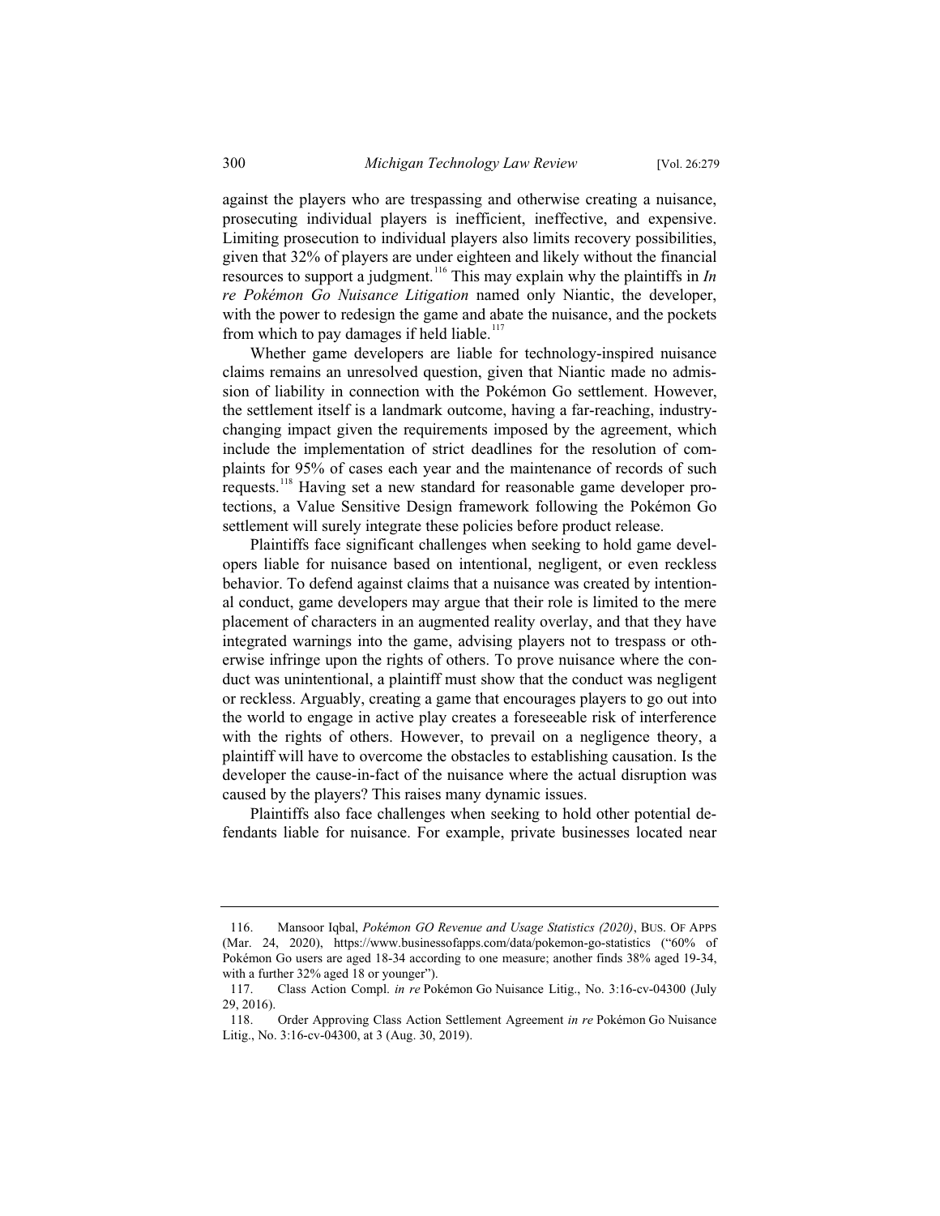against the players who are trespassing and otherwise creating a nuisance, prosecuting individual players is inefficient, ineffective, and expensive. Limiting prosecution to individual players also limits recovery possibilities, given that 32% of players are under eighteen and likely without the financial resources to support a judgment.[116] This may explain why the plaintiffs in *In re Pokémon Go Nuisance Litigation* named only Niantic, the developer, with the power to redesign the game and abate the nuisance, and the pockets from which to pay damages if held liable.[117]

Whether game developers are liable for technology-inspired nuisance claims remains an unresolved question, given that Niantic made no admission of liability in connection with the Pokémon Go settlement. However, the settlement itself is a landmark outcome, having a far-reaching, industry-changing impact given the requirements imposed by the agreement, which include the implementation of strict deadlines for the resolution of complaints for 95% of cases each year and the maintenance of records of such requests.[118] Having set a new standard for reasonable game developer protections, a Value Sensitive Design framework following the Pokémon Go settlement will surely integrate these policies before product release.

Plaintiffs face significant challenges when seeking to hold game developers liable for nuisance based on intentional, negligent, or even reckless behavior. To defend against claims that a nuisance was created by intentional conduct, game developers may argue that their role is limited to the mere placement of characters in an augmented reality overlay, and that they have integrated warnings into the game, advising players not to trespass or otherwise infringe upon the rights of others. To prove nuisance where the conduct was unintentional, a plaintiff must show that the conduct was negligent or reckless. Arguably, creating a game that encourages players to go out into the world to engage in active play creates a foreseeable risk of interference with the rights of others. However, to prevail on a negligence theory, a plaintiff will have to overcome the obstacles to establishing causation. Is the developer the cause-in-fact of the nuisance where the actual disruption was caused by the players? This raises many dynamic issues.

Plaintiffs also face challenges when seeking to hold other potential defendants liable for nuisance. For example, private businesses located near

---

116. Mansoor Iqbal, *Pokémon GO Revenue and Usage Statistics (2020)*, BUS. OF APPS (Mar. 24, 2020), https://www.businessofapps.com/data/pokemon-go-statistics ("60% of Pokémon Go users are aged 18-34 according to one measure; another finds 38% aged 19-34, with a further 32% aged 18 or younger").

117. Class Action Compl. *in re* Pokémon Go Nuisance Litig., No. 3:16-cv-04300 (July 29, 2016).

118. Order Approving Class Action Settlement Agreement *in re* Pokémon Go Nuisance Litig., No. 3:16-cv-04300, at 3 (Aug. 30, 2019).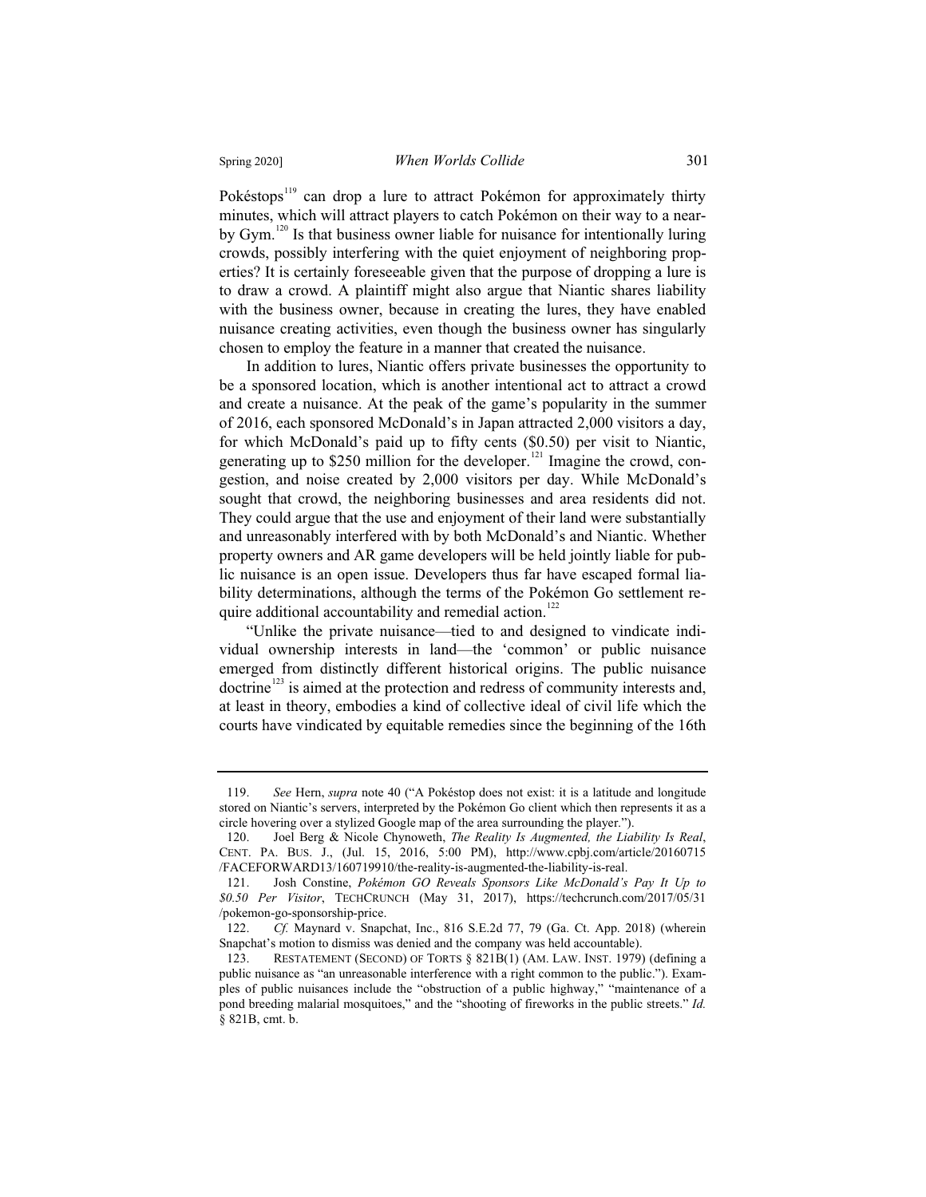Pokéstops[119] can drop a lure to attract Pokémon for approximately thirty minutes, which will attract players to catch Pokémon on their way to a nearby Gym.[120] Is that business owner liable for nuisance for intentionally luring crowds, possibly interfering with the quiet enjoyment of neighboring properties? It is certainly foreseeable given that the purpose of dropping a lure is to draw a crowd. A plaintiff might also argue that Niantic shares liability with the business owner, because in creating the lures, they have enabled nuisance creating activities, even though the business owner has singularly chosen to employ the feature in a manner that created the nuisance.

In addition to lures, Niantic offers private businesses the opportunity to be a sponsored location, which is another intentional act to attract a crowd and create a nuisance. At the peak of the game's popularity in the summer of 2016, each sponsored McDonald's in Japan attracted 2,000 visitors a day, for which McDonald's paid up to fifty cents ($0.50) per visit to Niantic, generating up to $250 million for the developer.[121] Imagine the crowd, congestion, and noise created by 2,000 visitors per day. While McDonald's sought that crowd, the neighboring businesses and area residents did not. They could argue that the use and enjoyment of their land were substantially and unreasonably interfered with by both McDonald's and Niantic. Whether property owners and AR game developers will be held jointly liable for public nuisance is an open issue. Developers thus far have escaped formal liability determinations, although the terms of the Pokémon Go settlement require additional accountability and remedial action.[122]

"Unlike the private nuisance—tied to and designed to vindicate individual ownership interests in land—the 'common' or public nuisance emerged from distinctly different historical origins. The public nuisance doctrine[123] is aimed at the protection and redress of community interests and, at least in theory, embodies a kind of collective ideal of civil life which the courts have vindicated by equitable remedies since the beginning of the 16th

---

119. *See* Hern, *supra* note 40 ("A Pokéstop does not exist: it is a latitude and longitude stored on Niantic's servers, interpreted by the Pokémon Go client which then represents it as a circle hovering over a stylized Google map of the area surrounding the player.").

120. Joel Berg & Nicole Chynoweth, *The Reality Is Augmented, the Liability Is Real*, CENT. PA. BUS. J., (Jul. 15, 2016, 5:00 PM), http://www.cpbj.com/article/20160715/FACEFORWARD13/160719910/the-reality-is-augmented-the-liability-is-real.

121. Josh Constine, *Pokémon GO Reveals Sponsors Like McDonald's Pay It Up to $0.50 Per Visitor*, TECHCRUNCH (May 31, 2017), https://techcrunch.com/2017/05/31/pokemon-go-sponsorship-price.

122. *Cf.* Maynard v. Snapchat, Inc., 816 S.E.2d 77, 79 (Ga. Ct. App. 2018) (wherein Snapchat's motion to dismiss was denied and the company was held accountable).

123. RESTATEMENT (SECOND) OF TORTS § 821B(1) (AM. LAW. INST. 1979) (defining a public nuisance as "an unreasonable interference with a right common to the public."). Examples of public nuisances include the "obstruction of a public highway," "maintenance of a pond breeding malarial mosquitoes," and the "shooting of fireworks in the public streets." *Id.* § 821B, cmt. b.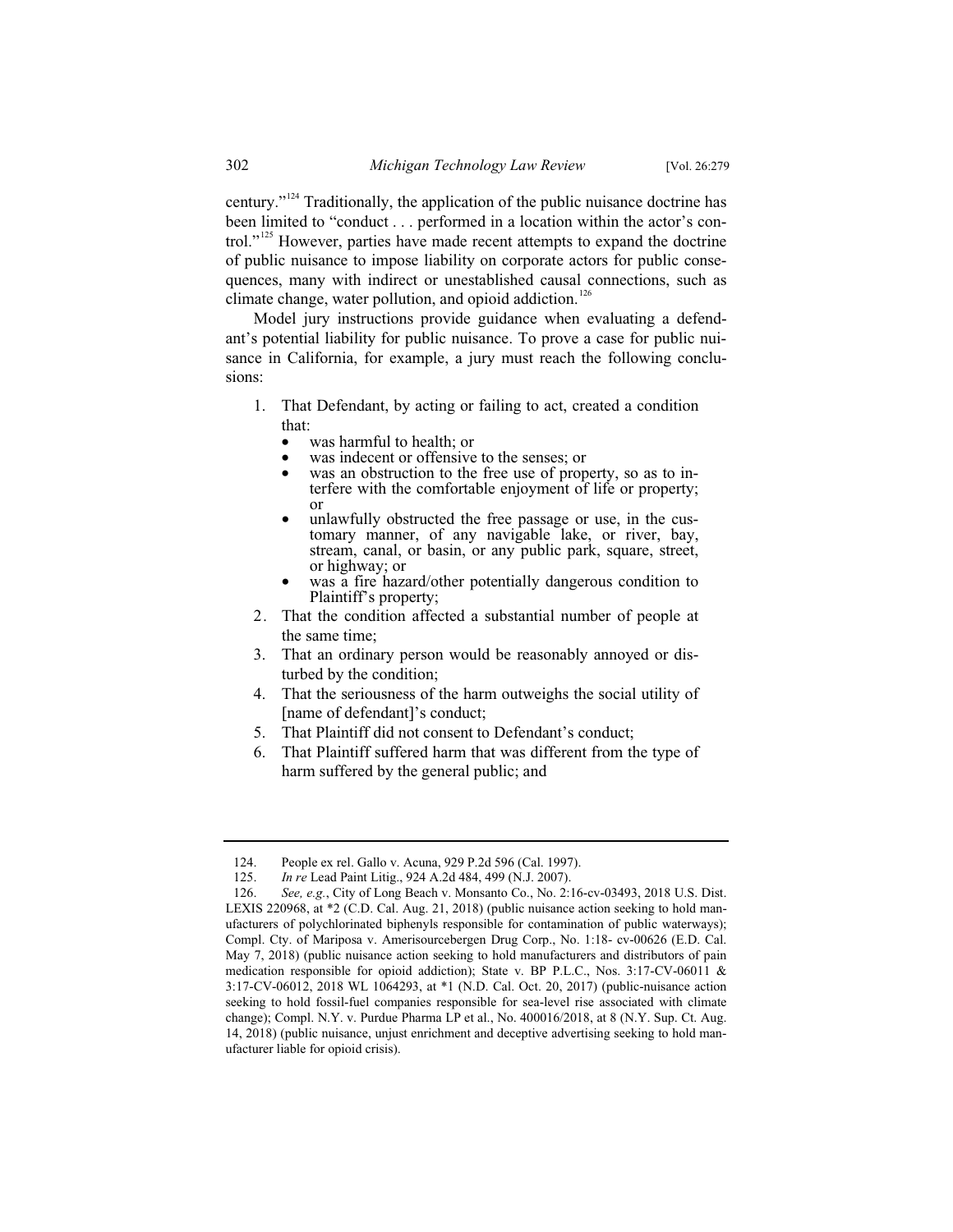century."[124] Traditionally, the application of the public nuisance doctrine has been limited to "conduct . . . performed in a location within the actor's control."[125] However, parties have made recent attempts to expand the doctrine of public nuisance to impose liability on corporate actors for public consequences, many with indirect or unestablished causal connections, such as climate change, water pollution, and opioid addiction.[126]

Model jury instructions provide guidance when evaluating a defendant's potential liability for public nuisance. To prove a case for public nuisance in California, for example, a jury must reach the following conclusions:

1. That Defendant, by acting or failing to act, created a condition that:
   - was harmful to health; or
   - was indecent or offensive to the senses; or
   - was an obstruction to the free use of property, so as to interfere with the comfortable enjoyment of life or property; or
   - unlawfully obstructed the free passage or use, in the customary manner, of any navigable lake, or river, bay, stream, canal, or basin, or any public park, square, street, or highway; or
   - was a fire hazard/other potentially dangerous condition to Plaintiff's property;
2. That the condition affected a substantial number of people at the same time;
3. That an ordinary person would be reasonably annoyed or disturbed by the condition;
4. That the seriousness of the harm outweighs the social utility of [name of defendant]'s conduct;
5. That Plaintiff did not consent to Defendant's conduct;
6. That Plaintiff suffered harm that was different from the type of harm suffered by the general public; and

---

124. People ex rel. Gallo v. Acuna, 929 P.2d 596 (Cal. 1997).

125. *In re* Lead Paint Litig., 924 A.2d 484, 499 (N.J. 2007).

126. *See, e.g.*, City of Long Beach v. Monsanto Co., No. 2:16-cv-03493, 2018 U.S. Dist. LEXIS 220968, at *2 (C.D. Cal. Aug. 21, 2018) (public nuisance action seeking to hold manufacturers of polychlorinated biphenyls responsible for contamination of public waterways); Compl. Cty. of Mariposa v. Amerisourcebergen Drug Corp., No. 1:18- cv-00626 (E.D. Cal. May 7, 2018) (public nuisance action seeking to hold manufacturers and distributors of pain medication responsible for opioid addiction); State v. BP P.L.C., Nos. 3:17-CV-06011 & 3:17-CV-06012, 2018 WL 1064293, at *1 (N.D. Cal. Oct. 20, 2017) (public-nuisance action seeking to hold fossil-fuel companies responsible for sea-level rise associated with climate change); Compl. N.Y. v. Purdue Pharma LP et al., No. 400016/2018, at 8 (N.Y. Sup. Ct. Aug. 14, 2018) (public nuisance, unjust enrichment and deceptive advertising seeking to hold manufacturer liable for opioid crisis).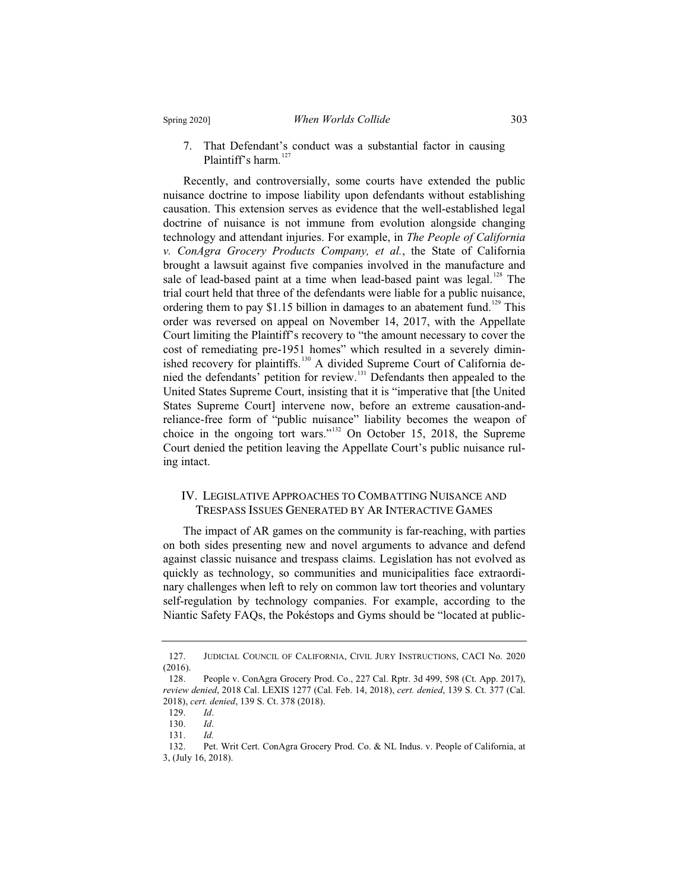7. That Defendant's conduct was a substantial factor in causing Plaintiff's harm.[127]

Recently, and controversially, some courts have extended the public nuisance doctrine to impose liability upon defendants without establishing causation. This extension serves as evidence that the well-established legal doctrine of nuisance is not immune from evolution alongside changing technology and attendant injuries. For example, in *The People of California v. ConAgra Grocery Products Company, et al.*, the State of California brought a lawsuit against five companies involved in the manufacture and sale of lead-based paint at a time when lead-based paint was legal.[128] The trial court held that three of the defendants were liable for a public nuisance, ordering them to pay $1.15 billion in damages to an abatement fund.[129] This order was reversed on appeal on November 14, 2017, with the Appellate Court limiting the Plaintiff's recovery to "the amount necessary to cover the cost of remediating pre-1951 homes" which resulted in a severely diminished recovery for plaintiffs.[130] A divided Supreme Court of California denied the defendants' petition for review.[131] Defendants then appealed to the United States Supreme Court, insisting that it is "imperative that [the United States Supreme Court] intervene now, before an extreme causation-and-reliance-free form of "public nuisance" liability becomes the weapon of choice in the ongoing tort wars."[132] On October 15, 2018, the Supreme Court denied the petition leaving the Appellate Court's public nuisance ruling intact.

## IV. Legislative Approaches to Combatting Nuisance and Trespass Issues Generated by AR Interactive Games

The impact of AR games on the community is far-reaching, with parties on both sides presenting new and novel arguments to advance and defend against classic nuisance and trespass claims. Legislation has not evolved as quickly as technology, so communities and municipalities face extraordinary challenges when left to rely on common law tort theories and voluntary self-regulation by technology companies. For example, according to the Niantic Safety FAQs, the Pokéstops and Gyms should be "located at public-

---

127. Judicial Council of California, Civil Jury Instructions, CACI No. 2020 (2016).

128. People v. ConAgra Grocery Prod. Co., 227 Cal. Rptr. 3d 499, 598 (Ct. App. 2017), *review denied*, 2018 Cal. LEXIS 1277 (Cal. Feb. 14, 2018), *cert. denied*, 139 S. Ct. 377 (Cal. 2018), *cert. denied*, 139 S. Ct. 378 (2018).

129. *Id*.

130. *Id*.

131. *Id.*

132. Pet. Writ Cert. ConAgra Grocery Prod. Co. & NL Indus. v. People of California, at 3, (July 16, 2018).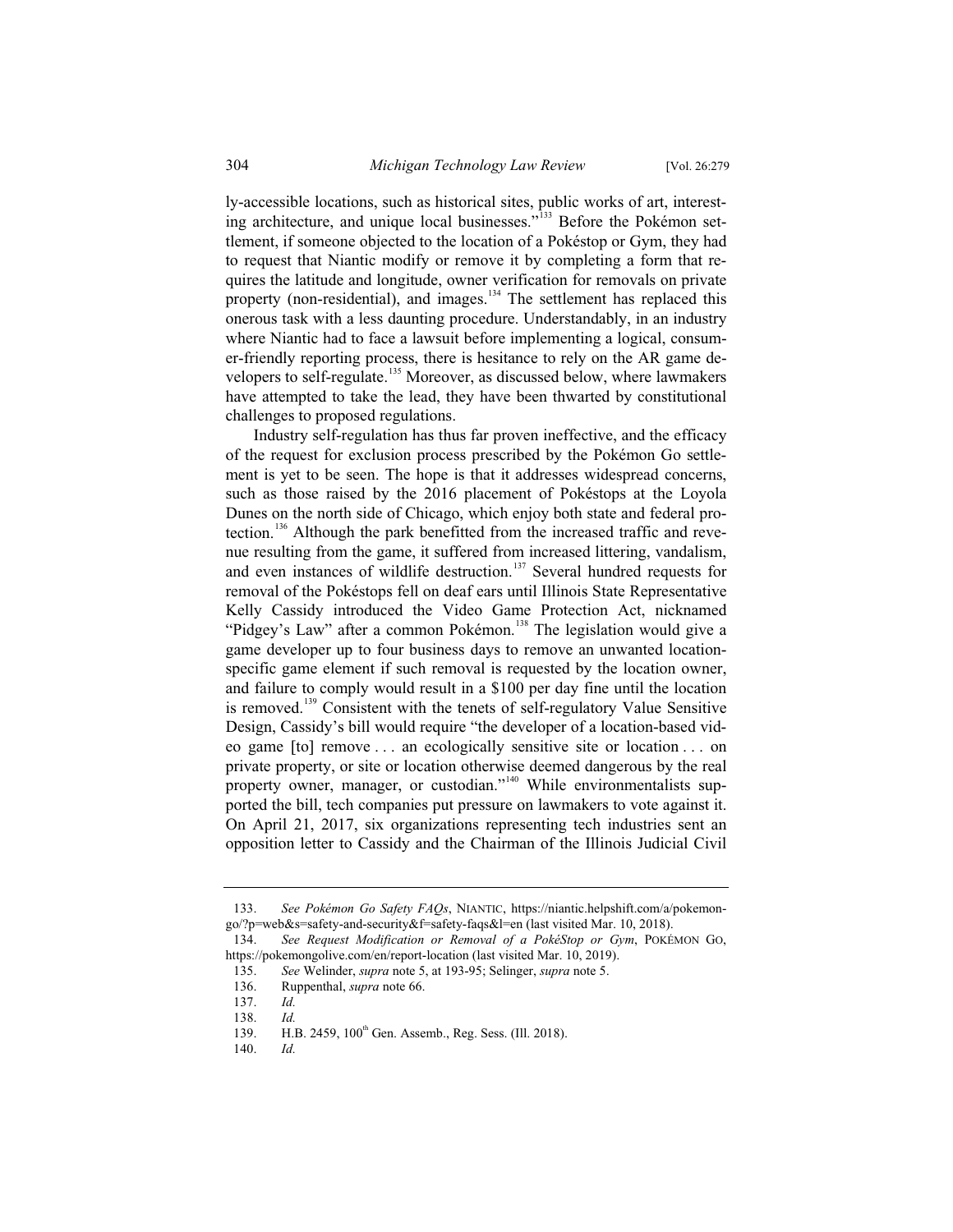ly-accessible locations, such as historical sites, public works of art, interesting architecture, and unique local businesses."[133] Before the Pokémon settlement, if someone objected to the location of a Pokéstop or Gym, they had to request that Niantic modify or remove it by completing a form that requires the latitude and longitude, owner verification for removals on private property (non-residential), and images.[134] The settlement has replaced this onerous task with a less daunting procedure. Understandably, in an industry where Niantic had to face a lawsuit before implementing a logical, consumer-friendly reporting process, there is hesitance to rely on the AR game developers to self-regulate.[135] Moreover, as discussed below, where lawmakers have attempted to take the lead, they have been thwarted by constitutional challenges to proposed regulations.

Industry self-regulation has thus far proven ineffective, and the efficacy of the request for exclusion process prescribed by the Pokémon Go settlement is yet to be seen. The hope is that it addresses widespread concerns, such as those raised by the 2016 placement of Pokéstops at the Loyola Dunes on the north side of Chicago, which enjoy both state and federal protection.[136] Although the park benefitted from the increased traffic and revenue resulting from the game, it suffered from increased littering, vandalism, and even instances of wildlife destruction.[137] Several hundred requests for removal of the Pokéstops fell on deaf ears until Illinois State Representative Kelly Cassidy introduced the Video Game Protection Act, nicknamed "Pidgey's Law" after a common Pokémon.[138] The legislation would give a game developer up to four business days to remove an unwanted location-specific game element if such removal is requested by the location owner, and failure to comply would result in a $100 per day fine until the location is removed.[139] Consistent with the tenets of self-regulatory Value Sensitive Design, Cassidy's bill would require "the developer of a location-based video game [to] remove . . . an ecologically sensitive site or location . . . on private property, or site or location otherwise deemed dangerous by the real property owner, manager, or custodian."[140] While environmentalists supported the bill, tech companies put pressure on lawmakers to vote against it. On April 21, 2017, six organizations representing tech industries sent an opposition letter to Cassidy and the Chairman of the Illinois Judicial Civil

---

133. *See Pokémon Go Safety FAQs*, NIANTIC, https://niantic.helpshift.com/a/pokemon-go/?p=web&s=safety-and-security&f=safety-faqs&l=en (last visited Mar. 10, 2018).

134. *See Request Modification or Removal of a PokéStop or Gym*, POKÉMON GO, https://pokemongolive.com/en/report-location (last visited Mar. 10, 2019).

135. *See* Welinder, *supra* note 5, at 193-95; Selinger, *supra* note 5.

136. Ruppenthal, *supra* note 66.

137. *Id.*

138. *Id.*

139. H.B. 2459, 100th Gen. Assemb., Reg. Sess. (Ill. 2018).

140. *Id.*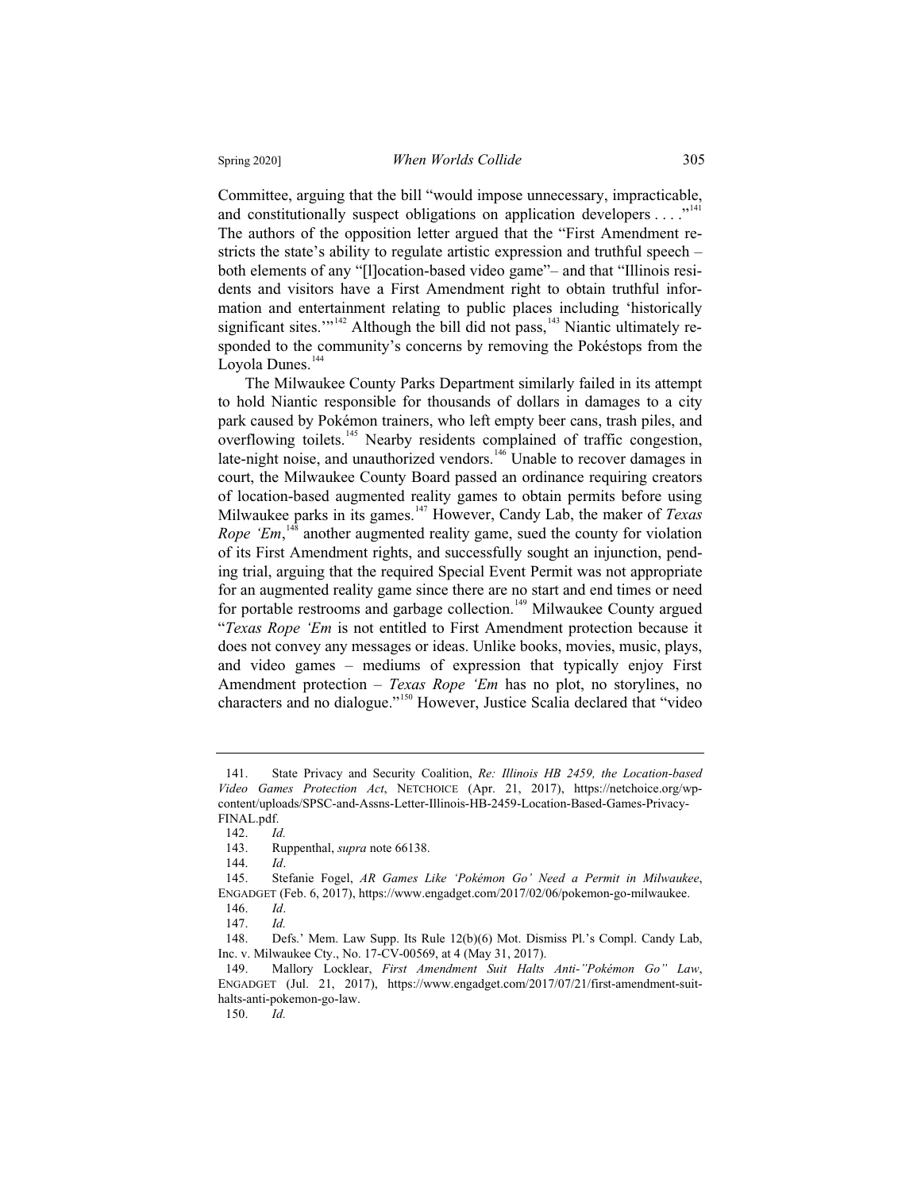Committee, arguing that the bill "would impose unnecessary, impracticable, and constitutionally suspect obligations on application developers . . . ."[141] The authors of the opposition letter argued that the "First Amendment restricts the state's ability to regulate artistic expression and truthful speech – both elements of any "[l]ocation-based video game"– and that "Illinois residents and visitors have a First Amendment right to obtain truthful information and entertainment relating to public places including 'historically significant sites.'"[142] Although the bill did not pass,[143] Niantic ultimately responded to the community's concerns by removing the Pokéstops from the Loyola Dunes.[144]

The Milwaukee County Parks Department similarly failed in its attempt to hold Niantic responsible for thousands of dollars in damages to a city park caused by Pokémon trainers, who left empty beer cans, trash piles, and overflowing toilets.[145] Nearby residents complained of traffic congestion, late-night noise, and unauthorized vendors.[146] Unable to recover damages in court, the Milwaukee County Board passed an ordinance requiring creators of location-based augmented reality games to obtain permits before using Milwaukee parks in its games.[147] However, Candy Lab, the maker of *Texas Rope 'Em*,[148] another augmented reality game, sued the county for violation of its First Amendment rights, and successfully sought an injunction, pending trial, arguing that the required Special Event Permit was not appropriate for an augmented reality game since there are no start and end times or need for portable restrooms and garbage collection.[149] Milwaukee County argued "*Texas Rope 'Em* is not entitled to First Amendment protection because it does not convey any messages or ideas. Unlike books, movies, music, plays, and video games – mediums of expression that typically enjoy First Amendment protection – *Texas Rope 'Em* has no plot, no storylines, no characters and no dialogue."[150] However, Justice Scalia declared that "video

---

141. State Privacy and Security Coalition, *Re: Illinois HB 2459, the Location-based Video Games Protection Act*, NETCHOICE (Apr. 21, 2017), https://netchoice.org/wp-content/uploads/SPSC-and-Assns-Letter-Illinois-HB-2459-Location-Based-Games-Privacy-FINAL.pdf.

142. *Id.*

143. Ruppenthal, *supra* note 66138.

144. *Id*.

145. Stefanie Fogel, *AR Games Like 'Pokémon Go' Need a Permit in Milwaukee*, ENGADGET (Feb. 6, 2017), https://www.engadget.com/2017/02/06/pokemon-go-milwaukee.

146. *Id*.

147. *Id.*

148. Defs.' Mem. Law Supp. Its Rule 12(b)(6) Mot. Dismiss Pl.'s Compl. Candy Lab, Inc. v. Milwaukee Cty., No. 17-CV-00569, at 4 (May 31, 2017).

149. Mallory Locklear, *First Amendment Suit Halts Anti-"Pokémon Go" Law*, ENGADGET (Jul. 21, 2017), https://www.engadget.com/2017/07/21/first-amendment-suit-halts-anti-pokemon-go-law.

150. *Id.*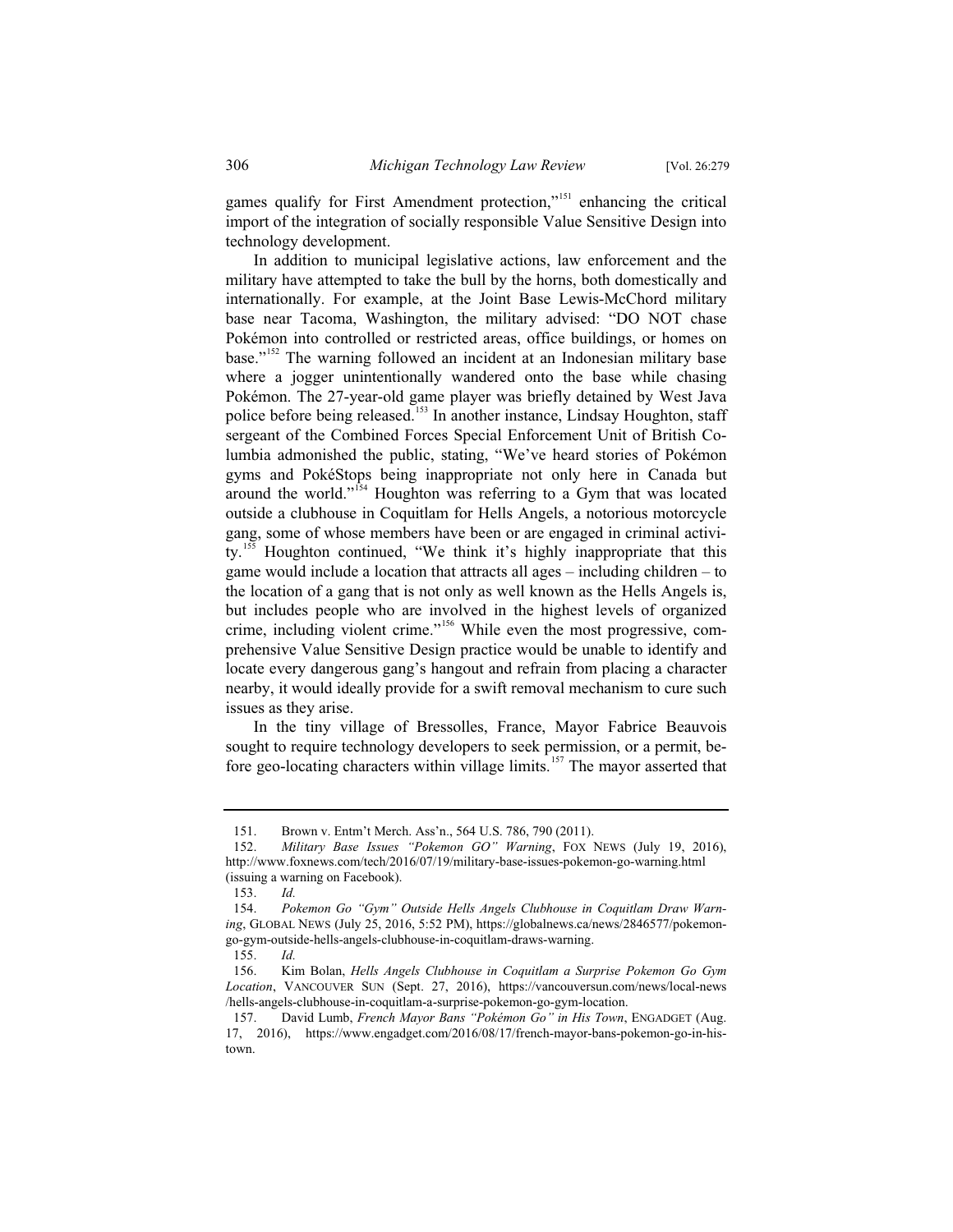games qualify for First Amendment protection,"[151] enhancing the critical import of the integration of socially responsible Value Sensitive Design into technology development.

In addition to municipal legislative actions, law enforcement and the military have attempted to take the bull by the horns, both domestically and internationally. For example, at the Joint Base Lewis-McChord military base near Tacoma, Washington, the military advised: "DO NOT chase Pokémon into controlled or restricted areas, office buildings, or homes on base."[152] The warning followed an incident at an Indonesian military base where a jogger unintentionally wandered onto the base while chasing Pokémon. The 27-year-old game player was briefly detained by West Java police before being released.[153] In another instance, Lindsay Houghton, staff sergeant of the Combined Forces Special Enforcement Unit of British Columbia admonished the public, stating, "We've heard stories of Pokémon gyms and PokéStops being inappropriate not only here in Canada but around the world."[154] Houghton was referring to a Gym that was located outside a clubhouse in Coquitlam for Hells Angels, a notorious motorcycle gang, some of whose members have been or are engaged in criminal activity.[155] Houghton continued, "We think it's highly inappropriate that this game would include a location that attracts all ages – including children – to the location of a gang that is not only as well known as the Hells Angels is, but includes people who are involved in the highest levels of organized crime, including violent crime."[156] While even the most progressive, comprehensive Value Sensitive Design practice would be unable to identify and locate every dangerous gang's hangout and refrain from placing a character nearby, it would ideally provide for a swift removal mechanism to cure such issues as they arise.

In the tiny village of Bressolles, France, Mayor Fabrice Beauvois sought to require technology developers to seek permission, or a permit, before geo-locating characters within village limits.[157] The mayor asserted that

---

151. Brown v. Entm't Merch. Ass'n., 564 U.S. 786, 790 (2011).

152. *Military Base Issues "Pokemon GO" Warning*, FOX NEWS (July 19, 2016), http://www.foxnews.com/tech/2016/07/19/military-base-issues-pokemon-go-warning.html (issuing a warning on Facebook).

153. *Id.*

154. *Pokemon Go "Gym" Outside Hells Angels Clubhouse in Coquitlam Draw Warning*, GLOBAL NEWS (July 25, 2016, 5:52 PM), https://globalnews.ca/news/2846577/pokemon-go-gym-outside-hells-angels-clubhouse-in-coquitlam-draws-warning.

155. *Id.*

156. Kim Bolan, *Hells Angels Clubhouse in Coquitlam a Surprise Pokemon Go Gym Location*, VANCOUVER SUN (Sept. 27, 2016), https://vancouversun.com/news/local-news/hells-angels-clubhouse-in-coquitlam-a-surprise-pokemon-go-gym-location.

157. David Lumb, *French Mayor Bans "Pokémon Go" in His Town*, ENGADGET (Aug. 17, 2016), https://www.engadget.com/2016/08/17/french-mayor-bans-pokemon-go-in-his-town.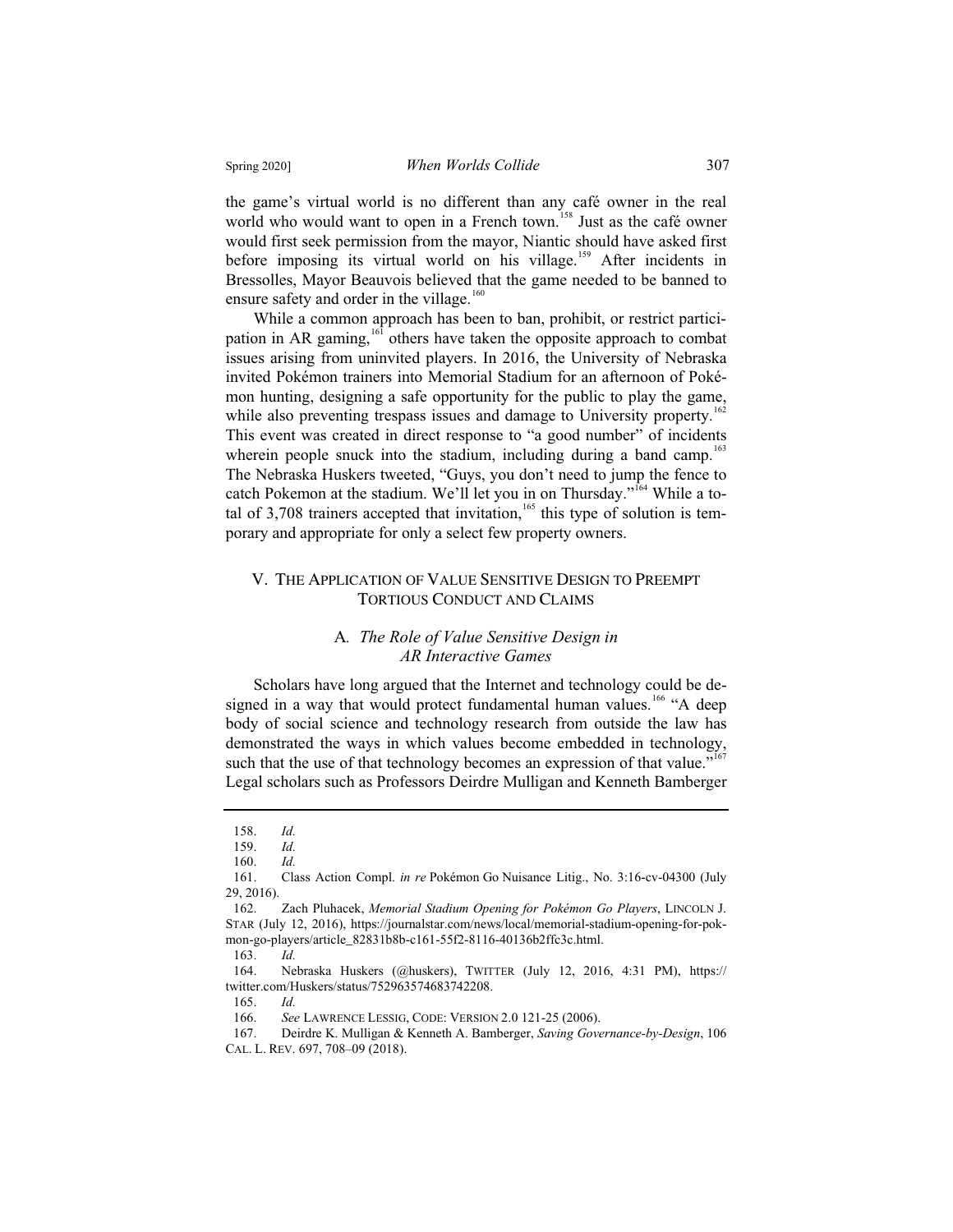the game's virtual world is no different than any café owner in the real world who would want to open in a French town.[158] Just as the café owner would first seek permission from the mayor, Niantic should have asked first before imposing its virtual world on his village.[159] After incidents in Bressolles, Mayor Beauvois believed that the game needed to be banned to ensure safety and order in the village.[160]

While a common approach has been to ban, prohibit, or restrict participation in AR gaming,[161] others have taken the opposite approach to combat issues arising from uninvited players. In 2016, the University of Nebraska invited Pokémon trainers into Memorial Stadium for an afternoon of Pokémon hunting, designing a safe opportunity for the public to play the game, while also preventing trespass issues and damage to University property.[162] This event was created in direct response to "a good number" of incidents wherein people snuck into the stadium, including during a band camp.[163] The Nebraska Huskers tweeted, "Guys, you don't need to jump the fence to catch Pokemon at the stadium. We'll let you in on Thursday."[164] While a total of 3,708 trainers accepted that invitation,[165] this type of solution is temporary and appropriate for only a select few property owners.

## V. THE APPLICATION OF VALUE SENSITIVE DESIGN TO PREEMPT TORTIOUS CONDUCT AND CLAIMS

### A. *The Role of Value Sensitive Design in AR Interactive Games*

Scholars have long argued that the Internet and technology could be designed in a way that would protect fundamental human values.[166] "A deep body of social science and technology research from outside the law has demonstrated the ways in which values become embedded in technology, such that the use of that technology becomes an expression of that value."[167] Legal scholars such as Professors Deirdre Mulligan and Kenneth Bamberger

---

158. *Id.*

159. *Id.*

160. *Id.*

161. Class Action Compl. *in re* Pokémon Go Nuisance Litig., No. 3:16-cv-04300 (July 29, 2016).

162. Zach Pluhacek, *Memorial Stadium Opening for Pokémon Go Players*, LINCOLN J. STAR (July 12, 2016), https://journalstar.com/news/local/memorial-stadium-opening-for-pokmon-go-players/article_82831b8b-c161-55f2-8116-40136b2ffc3c.html.

163. *Id.*

164. Nebraska Huskers (@huskers), TWITTER (July 12, 2016, 4:31 PM), https://twitter.com/Huskers/status/752963574683742208.

165. *Id.*

166. *See* LAWRENCE LESSIG, CODE: VERSION 2.0 121-25 (2006).

167. Deirdre K. Mulligan & Kenneth A. Bamberger, *Saving Governance-by-Design*, 106 CAL. L. REV. 697, 708–09 (2018).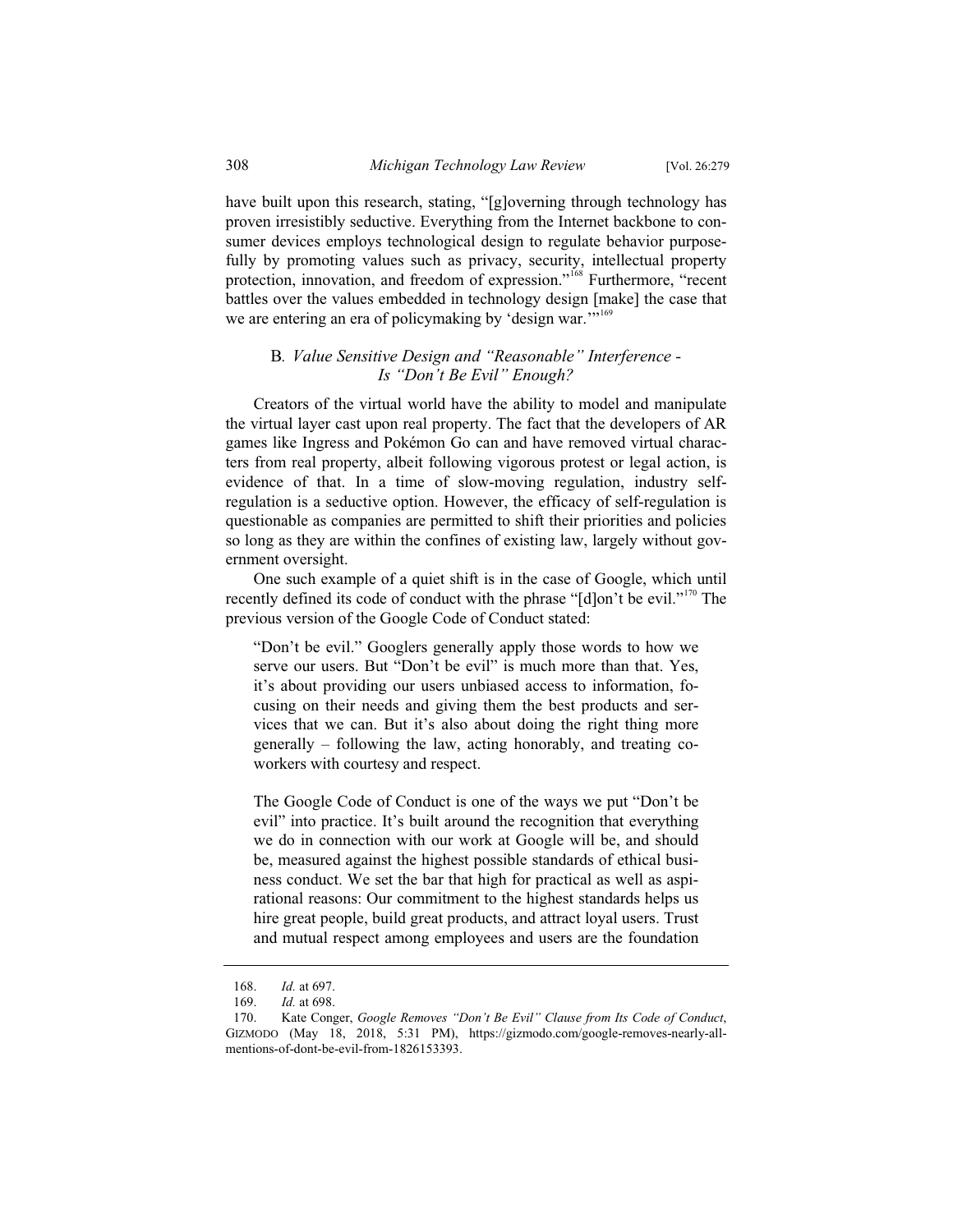have built upon this research, stating, "[g]overning through technology has proven irresistibly seductive. Everything from the Internet backbone to consumer devices employs technological design to regulate behavior purposefully by promoting values such as privacy, security, intellectual property protection, innovation, and freedom of expression."[168] Furthermore, "recent battles over the values embedded in technology design [make] the case that we are entering an era of policymaking by 'design war.'"[169]

### B. *Value Sensitive Design and "Reasonable" Interference - Is "Don't Be Evil" Enough?*

Creators of the virtual world have the ability to model and manipulate the virtual layer cast upon real property. The fact that the developers of AR games like Ingress and Pokémon Go can and have removed virtual characters from real property, albeit following vigorous protest or legal action, is evidence of that. In a time of slow-moving regulation, industry self-regulation is a seductive option. However, the efficacy of self-regulation is questionable as companies are permitted to shift their priorities and policies so long as they are within the confines of existing law, largely without government oversight.

One such example of a quiet shift is in the case of Google, which until recently defined its code of conduct with the phrase "[d]on't be evil."[170] The previous version of the Google Code of Conduct stated:

> "Don't be evil." Googlers generally apply those words to how we serve our users. But "Don't be evil" is much more than that. Yes, it's about providing our users unbiased access to information, focusing on their needs and giving them the best products and services that we can. But it's also about doing the right thing more generally – following the law, acting honorably, and treating coworkers with courtesy and respect.
>
> The Google Code of Conduct is one of the ways we put "Don't be evil" into practice. It's built around the recognition that everything we do in connection with our work at Google will be, and should be, measured against the highest possible standards of ethical business conduct. We set the bar that high for practical as well as aspirational reasons: Our commitment to the highest standards helps us hire great people, build great products, and attract loyal users. Trust and mutual respect among employees and users are the foundation

---

168. *Id.* at 697.

169. *Id.* at 698.

170. Kate Conger, *Google Removes "Don't Be Evil" Clause from Its Code of Conduct*, GIZMODO (May 18, 2018, 5:31 PM), https://gizmodo.com/google-removes-nearly-all-mentions-of-dont-be-evil-from-1826153393.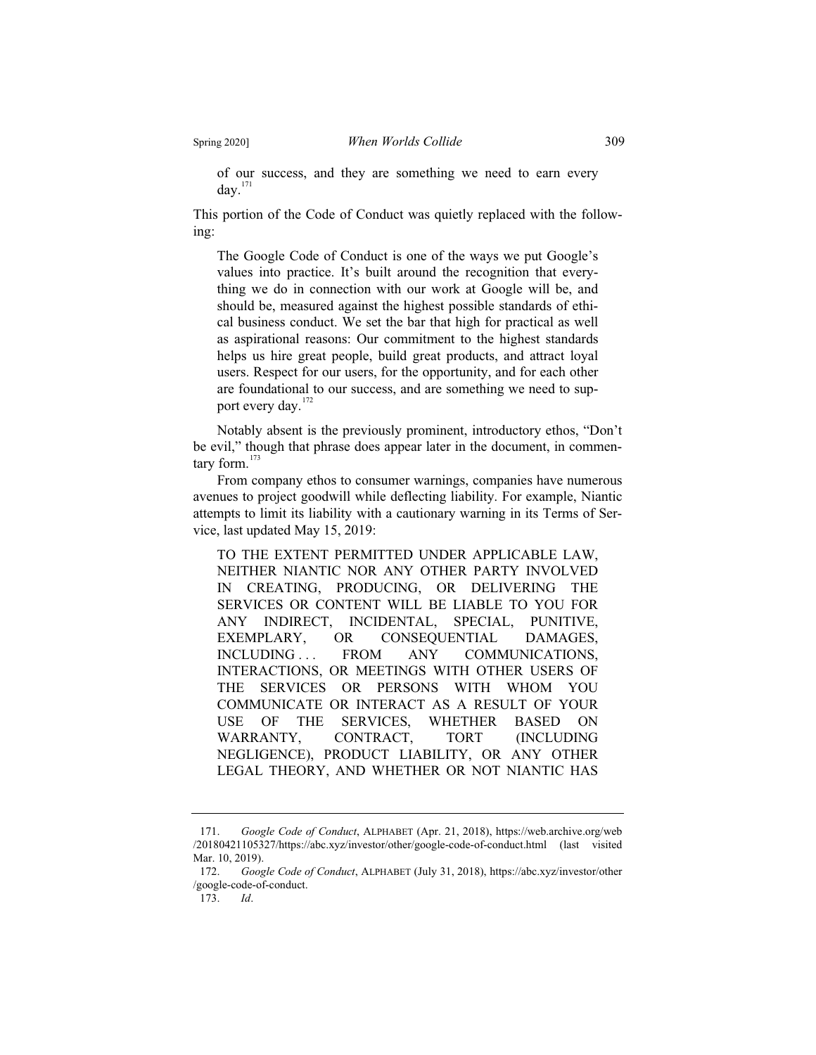> of our success, and they are something we need to earn every day.[171]

This portion of the Code of Conduct was quietly replaced with the following:

> The Google Code of Conduct is one of the ways we put Google's values into practice. It's built around the recognition that everything we do in connection with our work at Google will be, and should be, measured against the highest possible standards of ethical business conduct. We set the bar that high for practical as well as aspirational reasons: Our commitment to the highest standards helps us hire great people, build great products, and attract loyal users. Respect for our users, for the opportunity, and for each other are foundational to our success, and are something we need to support every day.[172]

Notably absent is the previously prominent, introductory ethos, "Don't be evil," though that phrase does appear later in the document, in commentary form.[173]

From company ethos to consumer warnings, companies have numerous avenues to project goodwill while deflecting liability. For example, Niantic attempts to limit its liability with a cautionary warning in its Terms of Service, last updated May 15, 2019:

> TO THE EXTENT PERMITTED UNDER APPLICABLE LAW, NEITHER NIANTIC NOR ANY OTHER PARTY INVOLVED IN CREATING, PRODUCING, OR DELIVERING THE SERVICES OR CONTENT WILL BE LIABLE TO YOU FOR ANY INDIRECT, INCIDENTAL, SPECIAL, PUNITIVE, EXEMPLARY, OR CONSEQUENTIAL DAMAGES, INCLUDING . . . FROM ANY COMMUNICATIONS, INTERACTIONS, OR MEETINGS WITH OTHER USERS OF THE SERVICES OR PERSONS WITH WHOM YOU COMMUNICATE OR INTERACT AS A RESULT OF YOUR USE OF THE SERVICES, WHETHER BASED ON WARRANTY, CONTRACT, TORT (INCLUDING NEGLIGENCE), PRODUCT LIABILITY, OR ANY OTHER LEGAL THEORY, AND WHETHER OR NOT NIANTIC HAS

---

171. *Google Code of Conduct*, ALPHABET (Apr. 21, 2018), https://web.archive.org/web/20180421105327/https://abc.xyz/investor/other/google-code-of-conduct.html (last visited Mar. 10, 2019).

172. *Google Code of Conduct*, ALPHABET (July 31, 2018), https://abc.xyz/investor/other/google-code-of-conduct.

173. *Id*.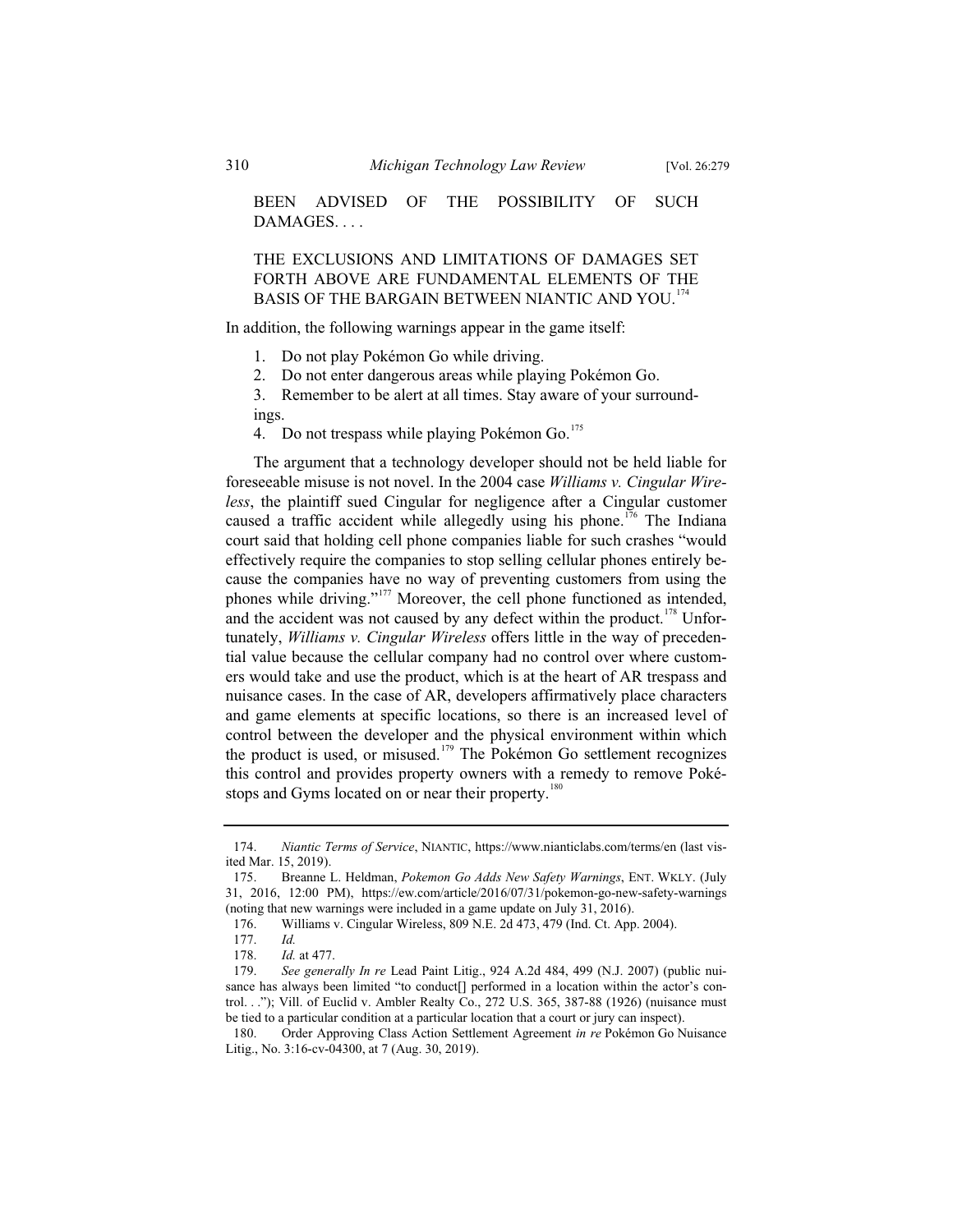> BEEN ADVISED OF THE POSSIBILITY OF SUCH DAMAGES. . . .
>
> THE EXCLUSIONS AND LIMITATIONS OF DAMAGES SET FORTH ABOVE ARE FUNDAMENTAL ELEMENTS OF THE BASIS OF THE BARGAIN BETWEEN NIANTIC AND YOU.[174]

In addition, the following warnings appear in the game itself:

1. Do not play Pokémon Go while driving.
2. Do not enter dangerous areas while playing Pokémon Go.
3. Remember to be alert at all times. Stay aware of your surroundings.
4. Do not trespass while playing Pokémon Go.[175]

The argument that a technology developer should not be held liable for foreseeable misuse is not novel. In the 2004 case *Williams v. Cingular Wireless*, the plaintiff sued Cingular for negligence after a Cingular customer caused a traffic accident while allegedly using his phone.[176] The Indiana court said that holding cell phone companies liable for such crashes "would effectively require the companies to stop selling cellular phones entirely because the companies have no way of preventing customers from using the phones while driving."[177] Moreover, the cell phone functioned as intended, and the accident was not caused by any defect within the product.[178] Unfortunately, *Williams v. Cingular Wireless* offers little in the way of precedential value because the cellular company had no control over where customers would take and use the product, which is at the heart of AR trespass and nuisance cases. In the case of AR, developers affirmatively place characters and game elements at specific locations, so there is an increased level of control between the developer and the physical environment within which the product is used, or misused.[179] The Pokémon Go settlement recognizes this control and provides property owners with a remedy to remove Pokéstops and Gyms located on or near their property.[180]

---

174. *Niantic Terms of Service*, NIANTIC, https://www.nianticlabs.com/terms/en (last visited Mar. 15, 2019).

175. Breanne L. Heldman, *Pokemon Go Adds New Safety Warnings*, ENT. WKLY. (July 31, 2016, 12:00 PM), https://ew.com/article/2016/07/31/pokemon-go-new-safety-warnings (noting that new warnings were included in a game update on July 31, 2016).

176. Williams v. Cingular Wireless, 809 N.E. 2d 473, 479 (Ind. Ct. App. 2004).

177. *Id.*

178. *Id.* at 477.

179. *See generally In re* Lead Paint Litig., 924 A.2d 484, 499 (N.J. 2007) (public nuisance has always been limited "to conduct[] performed in a location within the actor's control. . ."); Vill. of Euclid v. Ambler Realty Co., 272 U.S. 365, 387-88 (1926) (nuisance must be tied to a particular condition at a particular location that a court or jury can inspect).

180. Order Approving Class Action Settlement Agreement *in re* Pokémon Go Nuisance Litig., No. 3:16-cv-04300, at 7 (Aug. 30, 2019).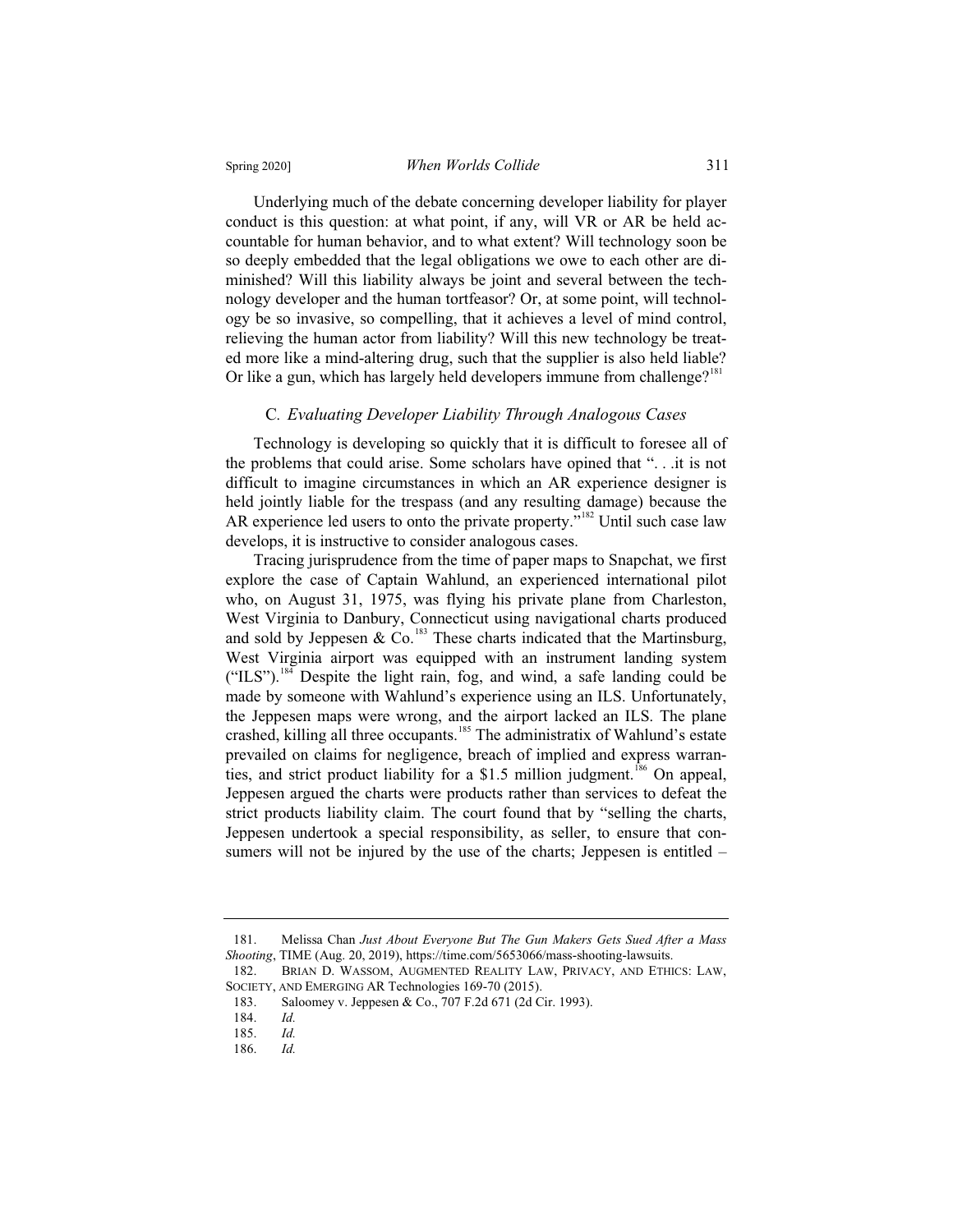Underlying much of the debate concerning developer liability for player conduct is this question: at what point, if any, will VR or AR be held accountable for human behavior, and to what extent? Will technology soon be so deeply embedded that the legal obligations we owe to each other are diminished? Will this liability always be joint and several between the technology developer and the human tortfeasor? Or, at some point, will technology be so invasive, so compelling, that it achieves a level of mind control, relieving the human actor from liability? Will this new technology be treated more like a mind-altering drug, such that the supplier is also held liable? Or like a gun, which has largely held developers immune from challenge?[181]

### C. *Evaluating Developer Liability Through Analogous Cases*

Technology is developing so quickly that it is difficult to foresee all of the problems that could arise. Some scholars have opined that ". . .it is not difficult to imagine circumstances in which an AR experience designer is held jointly liable for the trespass (and any resulting damage) because the AR experience led users to onto the private property."[182] Until such case law develops, it is instructive to consider analogous cases.

Tracing jurisprudence from the time of paper maps to Snapchat, we first explore the case of Captain Wahlund, an experienced international pilot who, on August 31, 1975, was flying his private plane from Charleston, West Virginia to Danbury, Connecticut using navigational charts produced and sold by Jeppesen & Co.[183] These charts indicated that the Martinsburg, West Virginia airport was equipped with an instrument landing system ("ILS").[184] Despite the light rain, fog, and wind, a safe landing could be made by someone with Wahlund's experience using an ILS. Unfortunately, the Jeppesen maps were wrong, and the airport lacked an ILS. The plane crashed, killing all three occupants.[185] The administratix of Wahlund's estate prevailed on claims for negligence, breach of implied and express warranties, and strict product liability for a $1.5 million judgment.[186] On appeal, Jeppesen argued the charts were products rather than services to defeat the strict products liability claim. The court found that by "selling the charts, Jeppesen undertook a special responsibility, as seller, to ensure that consumers will not be injured by the use of the charts; Jeppesen is entitled –

---

181. Melissa Chan *Just About Everyone But The Gun Makers Gets Sued After a Mass Shooting*, TIME (Aug. 20, 2019), https://time.com/5653066/mass-shooting-lawsuits.

182. BRIAN D. WASSOM, AUGMENTED REALITY LAW, PRIVACY, AND ETHICS: LAW, SOCIETY, AND EMERGING AR Technologies 169-70 (2015).

183. Saloomey v. Jeppesen & Co., 707 F.2d 671 (2d Cir. 1993).

184. *Id.*

185. *Id.*

186. *Id.*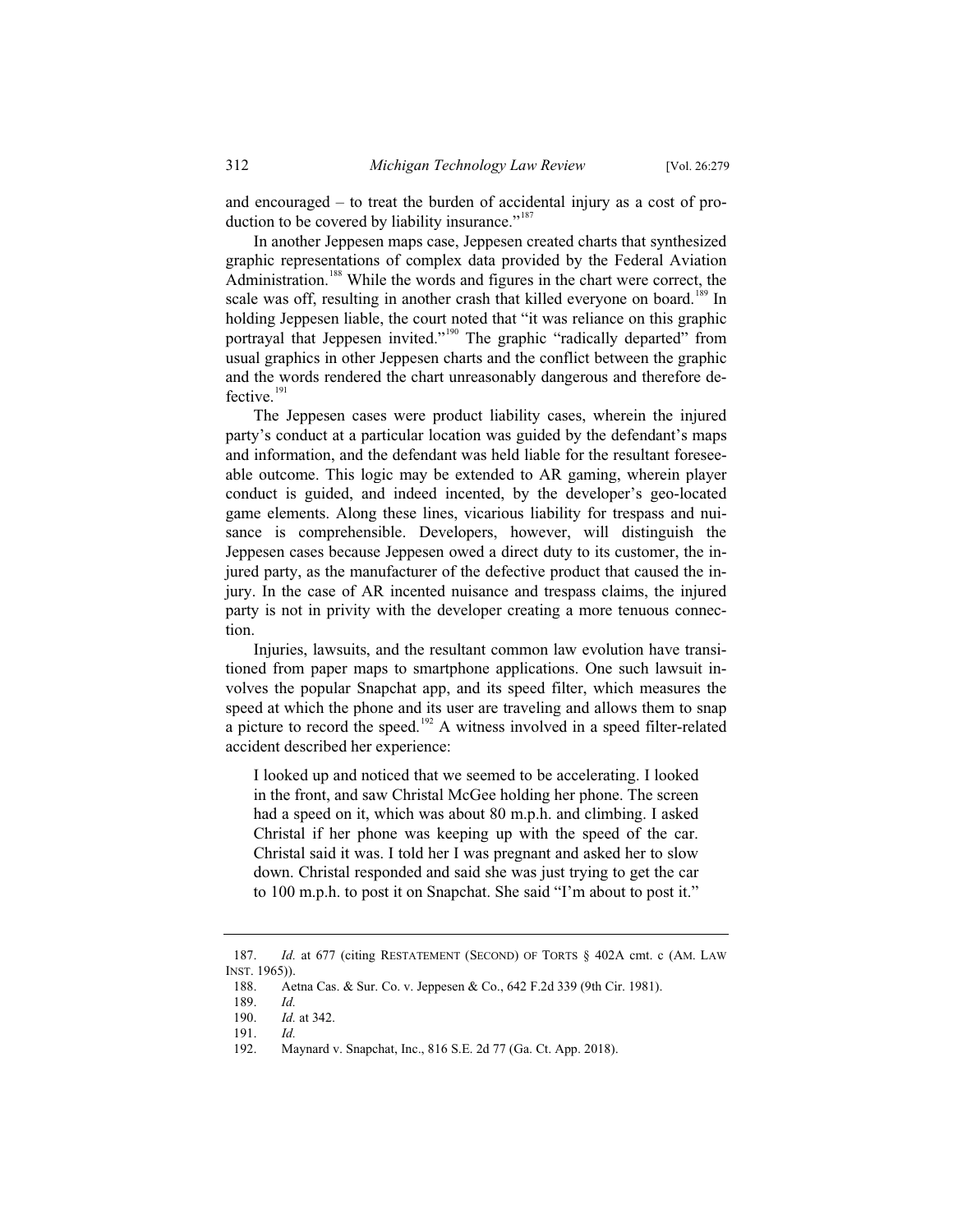and encouraged – to treat the burden of accidental injury as a cost of production to be covered by liability insurance."[187]

In another Jeppesen maps case, Jeppesen created charts that synthesized graphic representations of complex data provided by the Federal Aviation Administration.[188] While the words and figures in the chart were correct, the scale was off, resulting in another crash that killed everyone on board.[189] In holding Jeppesen liable, the court noted that "it was reliance on this graphic portrayal that Jeppesen invited."[190] The graphic "radically departed" from usual graphics in other Jeppesen charts and the conflict between the graphic and the words rendered the chart unreasonably dangerous and therefore defective.[191]

The Jeppesen cases were product liability cases, wherein the injured party's conduct at a particular location was guided by the defendant's maps and information, and the defendant was held liable for the resultant foreseeable outcome. This logic may be extended to AR gaming, wherein player conduct is guided, and indeed incented, by the developer's geo-located game elements. Along these lines, vicarious liability for trespass and nuisance is comprehensible. Developers, however, will distinguish the Jeppesen cases because Jeppesen owed a direct duty to its customer, the injured party, as the manufacturer of the defective product that caused the injury. In the case of AR incented nuisance and trespass claims, the injured party is not in privity with the developer creating a more tenuous connection.

Injuries, lawsuits, and the resultant common law evolution have transitioned from paper maps to smartphone applications. One such lawsuit involves the popular Snapchat app, and its speed filter, which measures the speed at which the phone and its user are traveling and allows them to snap a picture to record the speed.[192] A witness involved in a speed filter-related accident described her experience:

> I looked up and noticed that we seemed to be accelerating. I looked in the front, and saw Christal McGee holding her phone. The screen had a speed on it, which was about 80 m.p.h. and climbing. I asked Christal if her phone was keeping up with the speed of the car. Christal said it was. I told her I was pregnant and asked her to slow down. Christal responded and said she was just trying to get the car to 100 m.p.h. to post it on Snapchat. She said "I'm about to post it."

---

187. *Id.* at 677 (citing RESTATEMENT (SECOND) OF TORTS § 402A cmt. c (AM. LAW INST. 1965)).

188. Aetna Cas. & Sur. Co. v. Jeppesen & Co., 642 F.2d 339 (9th Cir. 1981).

189. *Id.*

190. *Id.* at 342.

191. *Id.*

192. Maynard v. Snapchat, Inc., 816 S.E. 2d 77 (Ga. Ct. App. 2018).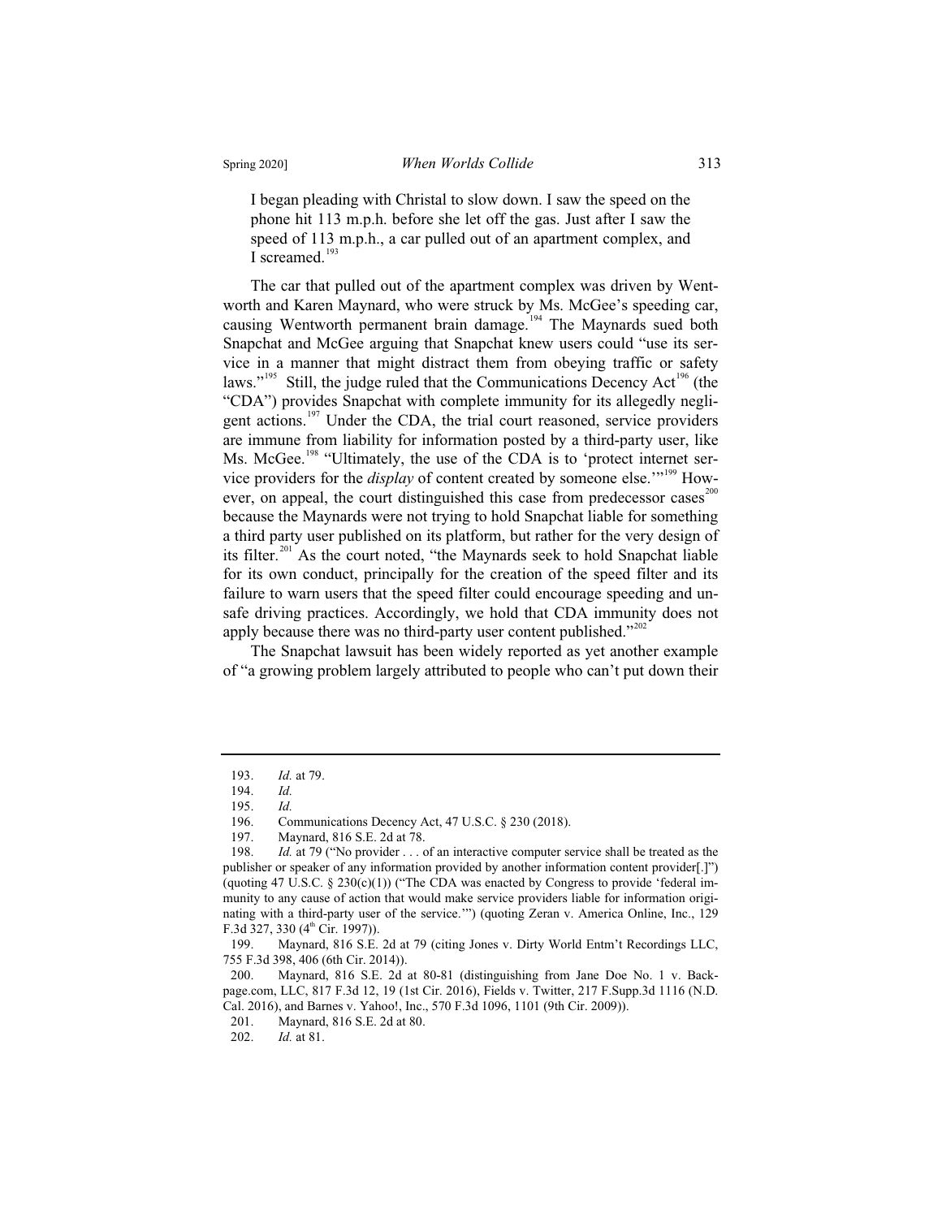> I began pleading with Christal to slow down. I saw the speed on the phone hit 113 m.p.h. before she let off the gas. Just after I saw the speed of 113 m.p.h., a car pulled out of an apartment complex, and I screamed.[193]

The car that pulled out of the apartment complex was driven by Wentworth and Karen Maynard, who were struck by Ms. McGee's speeding car, causing Wentworth permanent brain damage.[194] The Maynards sued both Snapchat and McGee arguing that Snapchat knew users could "use its service in a manner that might distract them from obeying traffic or safety laws."[195] Still, the judge ruled that the Communications Decency Act[196] (the "CDA") provides Snapchat with complete immunity for its allegedly negligent actions.[197] Under the CDA, the trial court reasoned, service providers are immune from liability for information posted by a third-party user, like Ms. McGee.[198] "Ultimately, the use of the CDA is to 'protect internet service providers for the *display* of content created by someone else.'"[199] However, on appeal, the court distinguished this case from predecessor cases[200] because the Maynards were not trying to hold Snapchat liable for something a third party user published on its platform, but rather for the very design of its filter.[201] As the court noted, "the Maynards seek to hold Snapchat liable for its own conduct, principally for the creation of the speed filter and its failure to warn users that the speed filter could encourage speeding and unsafe driving practices. Accordingly, we hold that CDA immunity does not apply because there was no third-party user content published."[202]

The Snapchat lawsuit has been widely reported as yet another example of "a growing problem largely attributed to people who can't put down their

---

193. *Id.* at 79.

194. *Id.*

195. *Id.*

196. Communications Decency Act, 47 U.S.C. § 230 (2018).

197. Maynard, 816 S.E. 2d at 78.

198. *Id.* at 79 ("No provider . . . of an interactive computer service shall be treated as the publisher or speaker of any information provided by another information content provider[.]") (quoting 47 U.S.C. § 230(c)(1)) ("The CDA was enacted by Congress to provide 'federal immunity to any cause of action that would make service providers liable for information originating with a third-party user of the service.'") (quoting Zeran v. America Online, Inc., 129 F.3d 327, 330 (4th Cir. 1997)).

199. Maynard, 816 S.E. 2d at 79 (citing Jones v. Dirty World Entm't Recordings LLC, 755 F.3d 398, 406 (6th Cir. 2014)).

200. Maynard, 816 S.E. 2d at 80-81 (distinguishing from Jane Doe No. 1 v. Backpage.com, LLC, 817 F.3d 12, 19 (1st Cir. 2016), Fields v. Twitter, 217 F.Supp.3d 1116 (N.D. Cal. 2016), and Barnes v. Yahoo!, Inc., 570 F.3d 1096, 1101 (9th Cir. 2009)).

201. Maynard, 816 S.E. 2d at 80.

202. *Id.* at 81.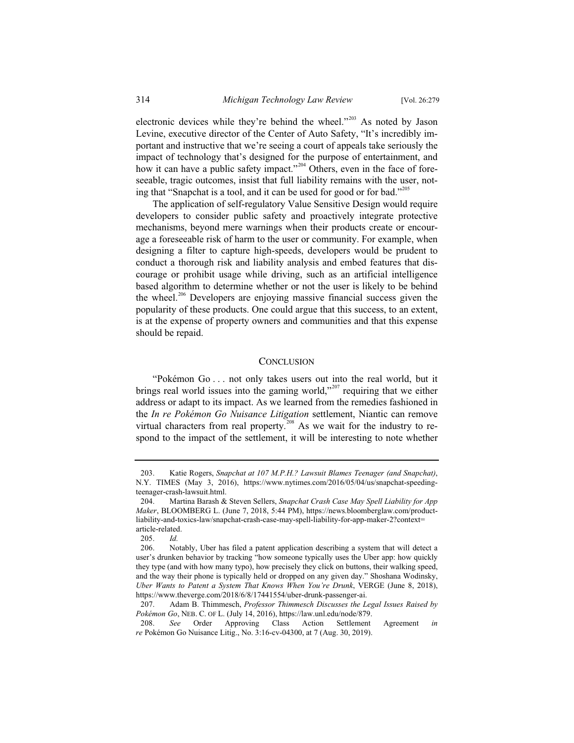electronic devices while they're behind the wheel."[203] As noted by Jason Levine, executive director of the Center of Auto Safety, "It's incredibly important and instructive that we're seeing a court of appeals take seriously the impact of technology that's designed for the purpose of entertainment, and how it can have a public safety impact."[204] Others, even in the face of foreseeable, tragic outcomes, insist that full liability remains with the user, noting that "Snapchat is a tool, and it can be used for good or for bad."[205]

The application of self-regulatory Value Sensitive Design would require developers to consider public safety and proactively integrate protective mechanisms, beyond mere warnings when their products create or encourage a foreseeable risk of harm to the user or community. For example, when designing a filter to capture high-speeds, developers would be prudent to conduct a thorough risk and liability analysis and embed features that discourage or prohibit usage while driving, such as an artificial intelligence based algorithm to determine whether or not the user is likely to be behind the wheel.[206] Developers are enjoying massive financial success given the popularity of these products. One could argue that this success, to an extent, is at the expense of property owners and communities and that this expense should be repaid.

## CONCLUSION

"Pokémon Go . . . not only takes users out into the real world, but it brings real world issues into the gaming world,"[207] requiring that we either address or adapt to its impact. As we learned from the remedies fashioned in the *In re Pokémon Go Nuisance Litigation* settlement, Niantic can remove virtual characters from real property.[208] As we wait for the industry to respond to the impact of the settlement, it will be interesting to note whether

---

203. Katie Rogers, *Snapchat at 107 M.P.H.? Lawsuit Blames Teenager (and Snapchat)*, N.Y. TIMES (May 3, 2016), https://www.nytimes.com/2016/05/04/us/snapchat-speeding-teenager-crash-lawsuit.html.

204. Martina Barash & Steven Sellers, *Snapchat Crash Case May Spell Liability for App Maker*, BLOOMBERG L. (June 7, 2018, 5:44 PM), https://news.bloomberglaw.com/product-liability-and-toxics-law/snapchat-crash-case-may-spell-liability-for-app-maker-2?context=article-related.

205. *Id.*

206. Notably, Uber has filed a patent application describing a system that will detect a user's drunken behavior by tracking "how someone typically uses the Uber app: how quickly they type (and with how many typo), how precisely they click on buttons, their walking speed, and the way their phone is typically held or dropped on any given day." Shoshana Wodinsky, *Uber Wants to Patent a System That Knows When You're Drunk*, VERGE (June 8, 2018), https://www.theverge.com/2018/6/8/17441554/uber-drunk-passenger-ai.

207. Adam B. Thimmesch, *Professor Thimmesch Discusses the Legal Issues Raised by Pokémon Go*, NEB. C. OF L. (July 14, 2016), https://law.unl.edu/node/879.

208. *See* Order Approving Class Action Settlement Agreement *in re* Pokémon Go Nuisance Litig., No. 3:16-cv-04300, at 7 (Aug. 30, 2019).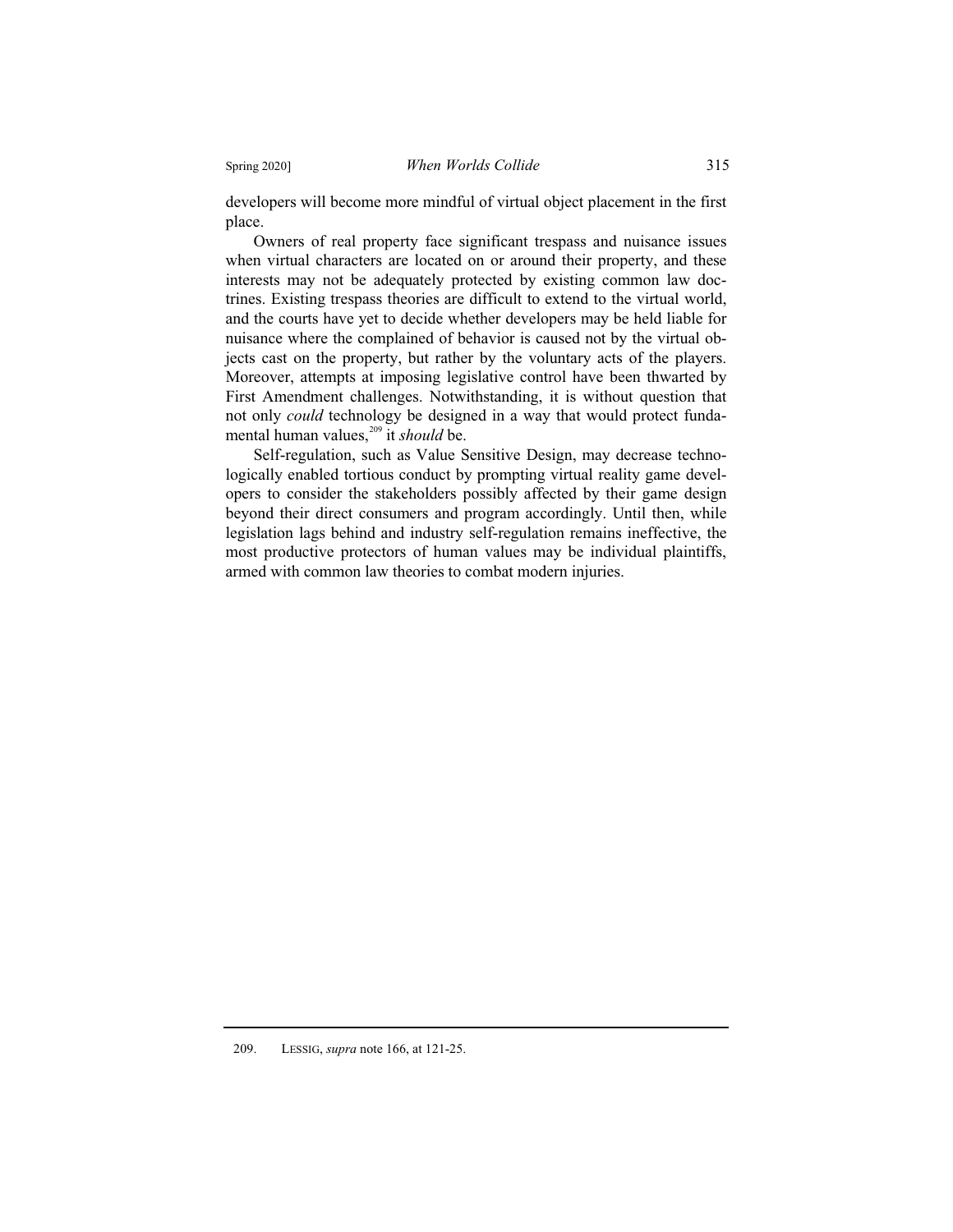developers will become more mindful of virtual object placement in the first place.

Owners of real property face significant trespass and nuisance issues when virtual characters are located on or around their property, and these interests may not be adequately protected by existing common law doctrines. Existing trespass theories are difficult to extend to the virtual world, and the courts have yet to decide whether developers may be held liable for nuisance where the complained of behavior is caused not by the virtual objects cast on the property, but rather by the voluntary acts of the players. Moreover, attempts at imposing legislative control have been thwarted by First Amendment challenges. Notwithstanding, it is without question that not only *could* technology be designed in a way that would protect fundamental human values,[209] it *should* be.

Self-regulation, such as Value Sensitive Design, may decrease technologically enabled tortious conduct by prompting virtual reality game developers to consider the stakeholders possibly affected by their game design beyond their direct consumers and program accordingly. Until then, while legislation lags behind and industry self-regulation remains ineffective, the most productive protectors of human values may be individual plaintiffs, armed with common law theories to combat modern injuries.

---

209. LESSIG, *supra* note 166, at 121-25.